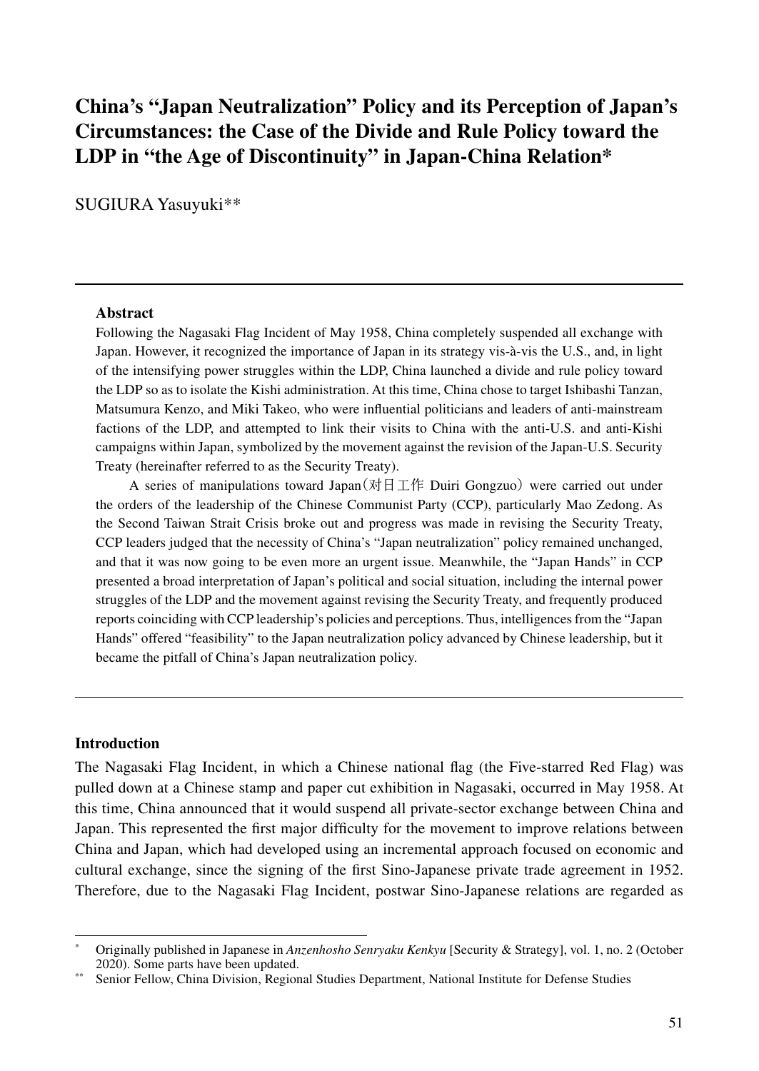# China's "Japan Neutralization" Policy and its Perception of Japan's Circumstances: the Case of the Divide and Rule Policy toward the LDP in "the Age of Discontinuity" in Japan-China Relation*

SUGIURA Yasuyuki**

---

**Abstract**

Following the Nagasaki Flag Incident of May 1958, China completely suspended all exchange with Japan. However, it recognized the importance of Japan in its strategy vis-à-vis the U.S., and, in light of the intensifying power struggles within the LDP, China launched a divide and rule policy toward the LDP so as to isolate the Kishi administration. At this time, China chose to target Ishibashi Tanzan, Matsumura Kenzo, and Miki Takeo, who were influential politicians and leaders of anti-mainstream factions of the LDP, and attempted to link their visits to China with the anti-U.S. and anti-Kishi campaigns within Japan, symbolized by the movement against the revision of the Japan-U.S. Security Treaty (hereinafter referred to as the Security Treaty).

A series of manipulations toward Japan（対日工作 Duiri Gongzuo）were carried out under the orders of the leadership of the Chinese Communist Party (CCP), particularly Mao Zedong. As the Second Taiwan Strait Crisis broke out and progress was made in revising the Security Treaty, CCP leaders judged that the necessity of China's "Japan neutralization" policy remained unchanged, and that it was now going to be even more an urgent issue. Meanwhile, the "Japan Hands" in CCP presented a broad interpretation of Japan's political and social situation, including the internal power struggles of the LDP and the movement against revising the Security Treaty, and frequently produced reports coinciding with CCP leadership's policies and perceptions. Thus, intelligences from the "Japan Hands" offered "feasibility" to the Japan neutralization policy advanced by Chinese leadership, but it became the pitfall of China's Japan neutralization policy.

---

## Introduction

The Nagasaki Flag Incident, in which a Chinese national flag (the Five-starred Red Flag) was pulled down at a Chinese stamp and paper cut exhibition in Nagasaki, occurred in May 1958. At this time, China announced that it would suspend all private-sector exchange between China and Japan. This represented the first major difficulty for the movement to improve relations between China and Japan, which had developed using an incremental approach focused on economic and cultural exchange, since the signing of the first Sino-Japanese private trade agreement in 1952. Therefore, due to the Nagasaki Flag Incident, postwar Sino-Japanese relations are regarded as

---

\* Originally published in Japanese in *Anzenhosho Senryaku Kenkyu* [Security & Strategy], vol. 1, no. 2 (October 2020). Some parts have been updated.

\*\* Senior Fellow, China Division, Regional Studies Department, National Institute for Defense Studies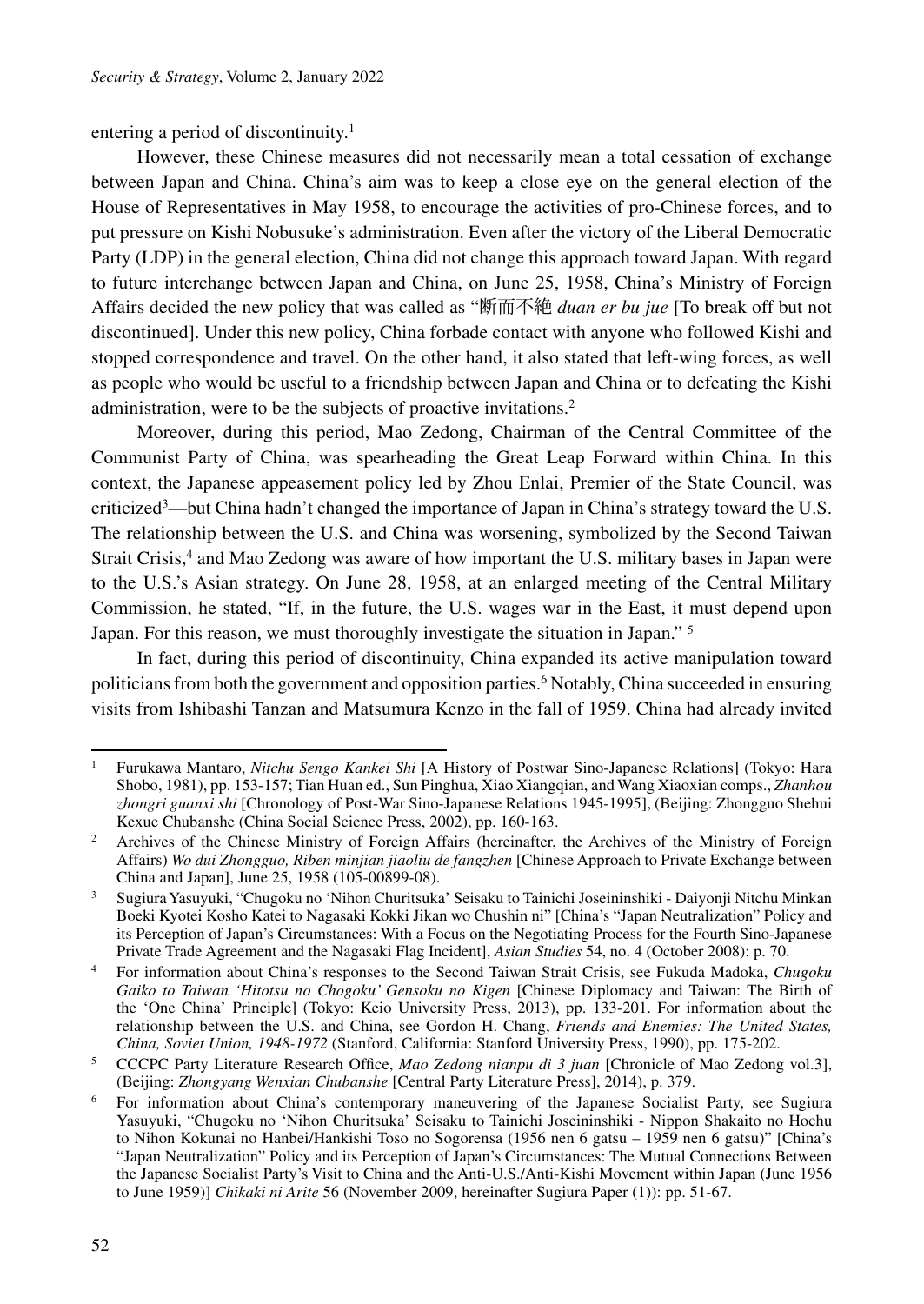entering a period of discontinuity.[1]

However, these Chinese measures did not necessarily mean a total cessation of exchange between Japan and China. China's aim was to keep a close eye on the general election of the House of Representatives in May 1958, to encourage the activities of pro-Chinese forces, and to put pressure on Kishi Nobusuke's administration. Even after the victory of the Liberal Democratic Party (LDP) in the general election, China did not change this approach toward Japan. With regard to future interchange between Japan and China, on June 25, 1958, China's Ministry of Foreign Affairs decided the new policy that was called as "断而不絶 *duan er bu jue* [To break off but not discontinued]. Under this new policy, China forbade contact with anyone who followed Kishi and stopped correspondence and travel. On the other hand, it also stated that left-wing forces, as well as people who would be useful to a friendship between Japan and China or to defeating the Kishi administration, were to be the subjects of proactive invitations.[2]

Moreover, during this period, Mao Zedong, Chairman of the Central Committee of the Communist Party of China, was spearheading the Great Leap Forward within China. In this context, the Japanese appeasement policy led by Zhou Enlai, Premier of the State Council, was criticized[3]—but China hadn't changed the importance of Japan in China's strategy toward the U.S. The relationship between the U.S. and China was worsening, symbolized by the Second Taiwan Strait Crisis,[4] and Mao Zedong was aware of how important the U.S. military bases in Japan were to the U.S.'s Asian strategy. On June 28, 1958, at an enlarged meeting of the Central Military Commission, he stated, "If, in the future, the U.S. wages war in the East, it must depend upon Japan. For this reason, we must thoroughly investigate the situation in Japan." [5]

In fact, during this period of discontinuity, China expanded its active manipulation toward politicians from both the government and opposition parties.[6] Notably, China succeeded in ensuring visits from Ishibashi Tanzan and Matsumura Kenzo in the fall of 1959. China had already invited

---

1 Furukawa Mantaro, *Nitchu Sengo Kankei Shi* [A History of Postwar Sino-Japanese Relations] (Tokyo: Hara Shobo, 1981), pp. 153-157; Tian Huan ed., Sun Pinghua, Xiao Xiangqian, and Wang Xiaoxian comps., *Zhanhou zhongri guanxi shi* [Chronology of Post-War Sino-Japanese Relations 1945-1995], (Beijing: Zhongguo Shehui Kexue Chubanshe (China Social Science Press, 2002), pp. 160-163.

2 Archives of the Chinese Ministry of Foreign Affairs (hereinafter, the Archives of the Ministry of Foreign Affairs) *Wo dui Zhongguo, Riben minjian jiaoliu de fangzhen* [Chinese Approach to Private Exchange between China and Japan], June 25, 1958 (105-00899-08).

3 Sugiura Yasuyuki, "Chugoku no 'Nihon Churitsuka' Seisaku to Tainichi Joseininshiki - Daiyonji Nitchu Minkan Boeki Kyotei Kosho Katei to Nagasaki Kokki Jikan wo Chushin ni" [China's "Japan Neutralization" Policy and its Perception of Japan's Circumstances: With a Focus on the Negotiating Process for the Fourth Sino-Japanese Private Trade Agreement and the Nagasaki Flag Incident], *Asian Studies* 54, no. 4 (October 2008): p. 70.

4 For information about China's responses to the Second Taiwan Strait Crisis, see Fukuda Madoka, *Chugoku Gaiko to Taiwan 'Hitotsu no Chogoku' Gensoku no Kigen* [Chinese Diplomacy and Taiwan: The Birth of the 'One China' Principle] (Tokyo: Keio University Press, 2013), pp. 133-201. For information about the relationship between the U.S. and China, see Gordon H. Chang, *Friends and Enemies: The United States, China, Soviet Union, 1948-1972* (Stanford, California: Stanford University Press, 1990), pp. 175-202.

5 CCCPC Party Literature Research Office, *Mao Zedong nianpu di 3 juan* [Chronicle of Mao Zedong vol.3], (Beijing: *Zhongyang Wenxian Chubanshe* [Central Party Literature Press], 2014), p. 379.

6 For information about China's contemporary maneuvering of the Japanese Socialist Party, see Sugiura Yasuyuki, "Chugoku no 'Nihon Churitsuka' Seisaku to Tainichi Joseininshiki - Nippon Shakaito no Hochu to Nihon Kokunai no Hanbei/Hankishi Toso no Sogorensa (1956 nen 6 gatsu – 1959 nen 6 gatsu)" [China's "Japan Neutralization" Policy and its Perception of Japan's Circumstances: The Mutual Connections Between the Japanese Socialist Party's Visit to China and the Anti-U.S./Anti-Kishi Movement within Japan (June 1956 to June 1959)] *Chikaki ni Arite* 56 (November 2009, hereinafter Sugiura Paper (1)): pp. 51-67.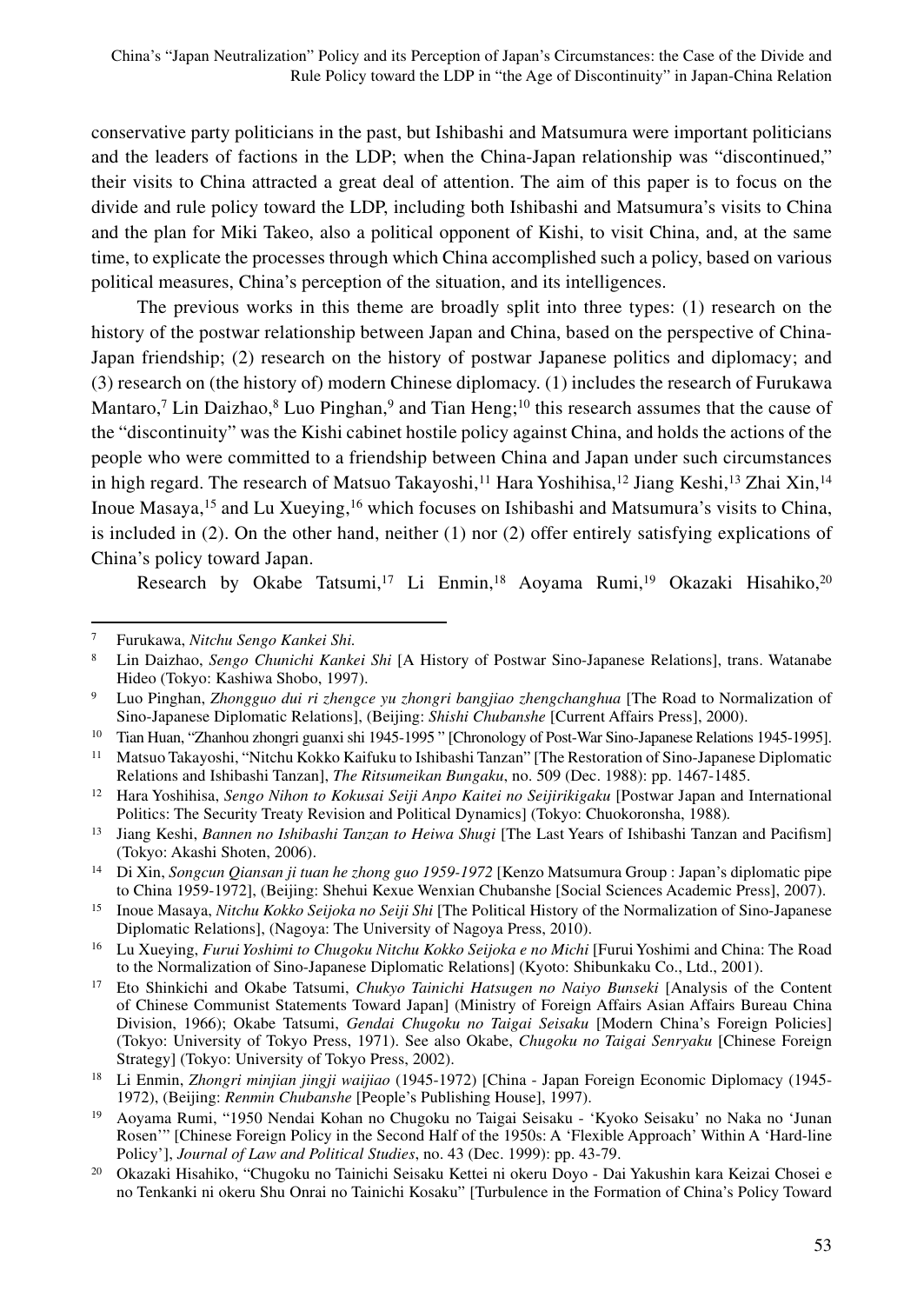conservative party politicians in the past, but Ishibashi and Matsumura were important politicians and the leaders of factions in the LDP; when the China-Japan relationship was "discontinued," their visits to China attracted a great deal of attention. The aim of this paper is to focus on the divide and rule policy toward the LDP, including both Ishibashi and Matsumura's visits to China and the plan for Miki Takeo, also a political opponent of Kishi, to visit China, and, at the same time, to explicate the processes through which China accomplished such a policy, based on various political measures, China's perception of the situation, and its intelligences.

The previous works in this theme are broadly split into three types: (1) research on the history of the postwar relationship between Japan and China, based on the perspective of China-Japan friendship; (2) research on the history of postwar Japanese politics and diplomacy; and (3) research on (the history of) modern Chinese diplomacy. (1) includes the research of Furukawa Mantaro,[7] Lin Daizhao,[8] Luo Pinghan,[9] and Tian Heng;[10] this research assumes that the cause of the "discontinuity" was the Kishi cabinet hostile policy against China, and holds the actions of the people who were committed to a friendship between China and Japan under such circumstances in high regard. The research of Matsuo Takayoshi,[11] Hara Yoshihisa,[12] Jiang Keshi,[13] Zhai Xin,[14] Inoue Masaya,[15] and Lu Xueying,[16] which focuses on Ishibashi and Matsumura's visits to China, is included in (2). On the other hand, neither (1) nor (2) offer entirely satisfying explications of China's policy toward Japan.

Research by Okabe Tatsumi,[17] Li Enmin,[18] Aoyama Rumi,[19] Okazaki Hisahiko,[20]

---

7 Furukawa, *Nitchu Sengo Kankei Shi.*

8 Lin Daizhao, *Sengo Chunichi Kankei Shi* [A History of Postwar Sino-Japanese Relations], trans. Watanabe Hideo (Tokyo: Kashiwa Shobo, 1997).

9 Luo Pinghan, *Zhongguo dui ri zhengce yu zhongri bangjiao zhengchanghua* [The Road to Normalization of Sino-Japanese Diplomatic Relations], (Beijing: *Shishi Chubanshe* [Current Affairs Press], 2000).

10 Tian Huan, "Zhanhou zhongri guanxi shi 1945-1995 " [Chronology of Post-War Sino-Japanese Relations 1945-1995].

11 Matsuo Takayoshi, "Nitchu Kokko Kaifuku to Ishibashi Tanzan" [The Restoration of Sino-Japanese Diplomatic Relations and Ishibashi Tanzan], *The Ritsumeikan Bungaku*, no. 509 (Dec. 1988): pp. 1467-1485.

12 Hara Yoshihisa, *Sengo Nihon to Kokusai Seiji Anpo Kaitei no Seijirikigaku* [Postwar Japan and International Politics: The Security Treaty Revision and Political Dynamics] (Tokyo: Chuokoronsha, 1988).

13 Jiang Keshi, *Bannen no Ishibashi Tanzan to Heiwa Shugi* [The Last Years of Ishibashi Tanzan and Pacifism] (Tokyo: Akashi Shoten, 2006).

14 Di Xin, *Songcun Qiansan ji tuan he zhong guo 1959-1972* [Kenzo Matsumura Group : Japan's diplomatic pipe to China 1959-1972], (Beijing: Shehui Kexue Wenxian Chubanshe [Social Sciences Academic Press], 2007).

15 Inoue Masaya, *Nitchu Kokko Seijoka no Seiji Shi* [The Political History of the Normalization of Sino-Japanese Diplomatic Relations], (Nagoya: The University of Nagoya Press, 2010).

16 Lu Xueying, *Furui Yoshimi to Chugoku Nitchu Kokko Seijoka e no Michi* [Furui Yoshimi and China: The Road to the Normalization of Sino-Japanese Diplomatic Relations] (Kyoto: Shibunkaku Co., Ltd., 2001).

17 Eto Shinkichi and Okabe Tatsumi, *Chukyo Tainichi Hatsugen no Naiyo Bunseki* [Analysis of the Content of Chinese Communist Statements Toward Japan] (Ministry of Foreign Affairs Asian Affairs Bureau China Division, 1966); Okabe Tatsumi, *Gendai Chugoku no Taigai Seisaku* [Modern China's Foreign Policies] (Tokyo: University of Tokyo Press, 1971). See also Okabe, *Chugoku no Taigai Senryaku* [Chinese Foreign Strategy] (Tokyo: University of Tokyo Press, 2002).

18 Li Enmin, *Zhongri minjian jingji waijiao* (1945-1972) [China - Japan Foreign Economic Diplomacy (1945-1972), (Beijing: *Renmin Chubanshe* [People's Publishing House], 1997).

19 Aoyama Rumi, "1950 Nendai Kohan no Chugoku no Taigai Seisaku - 'Kyoko Seisaku' no Naka no 'Junan Rosen'" [Chinese Foreign Policy in the Second Half of the 1950s: A 'Flexible Approach' Within A 'Hard-line Policy'], *Journal of Law and Political Studies*, no. 43 (Dec. 1999): pp. 43-79.

20 Okazaki Hisahiko, "Chugoku no Tainichi Seisaku Kettei ni okeru Doyo - Dai Yakushin kara Keizai Chosei e no Tenkanki ni okeru Shu Onrai no Tainichi Kosaku" [Turbulence in the Formation of China's Policy Toward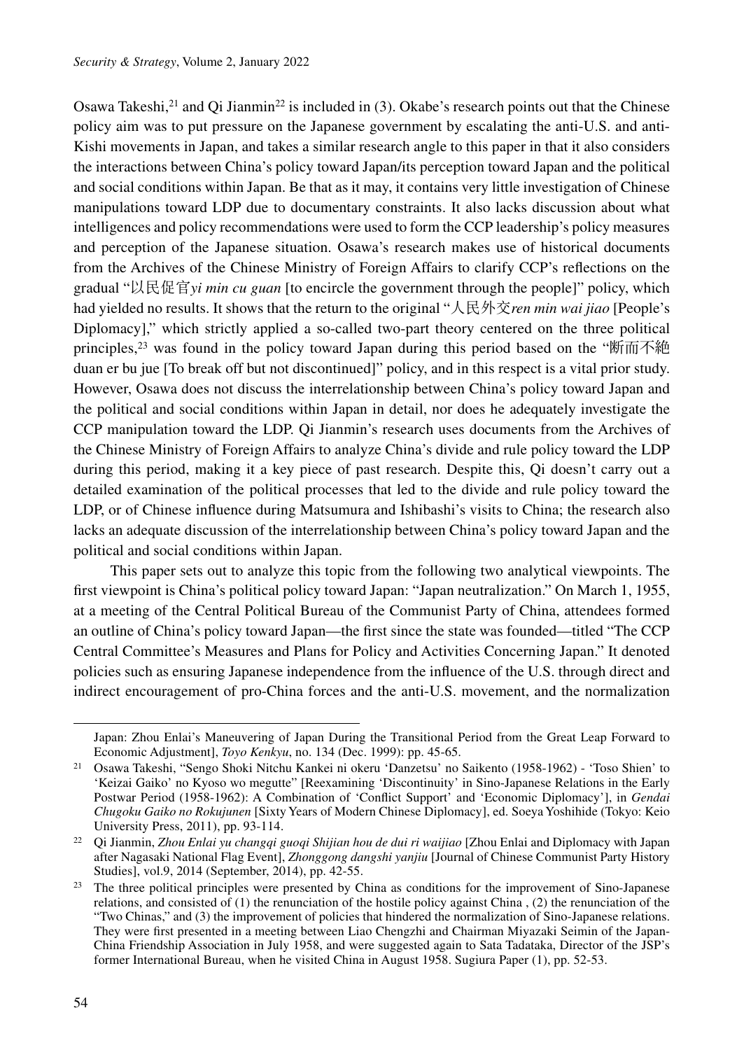Osawa Takeshi,[21] and Qi Jianmin[22] is included in (3). Okabe's research points out that the Chinese policy aim was to put pressure on the Japanese government by escalating the anti-U.S. and anti-Kishi movements in Japan, and takes a similar research angle to this paper in that it also considers the interactions between China's policy toward Japan/its perception toward Japan and the political and social conditions within Japan. Be that as it may, it contains very little investigation of Chinese manipulations toward LDP due to documentary constraints. It also lacks discussion about what intelligences and policy recommendations were used to form the CCP leadership's policy measures and perception of the Japanese situation. Osawa's research makes use of historical documents from the Archives of the Chinese Ministry of Foreign Affairs to clarify CCP's reflections on the gradual "以民促官*yi min cu guan* [to encircle the government through the people]" policy, which had yielded no results. It shows that the return to the original "人民外交*ren min wai jiao* [People's Diplomacy]," which strictly applied a so-called two-part theory centered on the three political principles,[23] was found in the policy toward Japan during this period based on the "断而不絶 duan er bu jue [To break off but not discontinued]" policy, and in this respect is a vital prior study. However, Osawa does not discuss the interrelationship between China's policy toward Japan and the political and social conditions within Japan in detail, nor does he adequately investigate the CCP manipulation toward the LDP. Qi Jianmin's research uses documents from the Archives of the Chinese Ministry of Foreign Affairs to analyze China's divide and rule policy toward the LDP during this period, making it a key piece of past research. Despite this, Qi doesn't carry out a detailed examination of the political processes that led to the divide and rule policy toward the LDP, or of Chinese influence during Matsumura and Ishibashi's visits to China; the research also lacks an adequate discussion of the interrelationship between China's policy toward Japan and the political and social conditions within Japan.

This paper sets out to analyze this topic from the following two analytical viewpoints. The first viewpoint is China's political policy toward Japan: "Japan neutralization." On March 1, 1955, at a meeting of the Central Political Bureau of the Communist Party of China, attendees formed an outline of China's policy toward Japan—the first since the state was founded—titled "The CCP Central Committee's Measures and Plans for Policy and Activities Concerning Japan." It denoted policies such as ensuring Japanese independence from the influence of the U.S. through direct and indirect encouragement of pro-China forces and the anti-U.S. movement, and the normalization

---

Japan: Zhou Enlai's Maneuvering of Japan During the Transitional Period from the Great Leap Forward to Economic Adjustment], *Toyo Kenkyu*, no. 134 (Dec. 1999): pp. 45-65.

[21] Osawa Takeshi, "Sengo Shoki Nitchu Kankei ni okeru 'Danzetsu' no Saikento (1958-1962) - 'Toso Shien' to 'Keizai Gaiko' no Kyoso wo megutte" [Reexamining 'Discontinuity' in Sino-Japanese Relations in the Early Postwar Period (1958-1962): A Combination of 'Conflict Support' and 'Economic Diplomacy'], in *Gendai Chugoku Gaiko no Rokujunen* [Sixty Years of Modern Chinese Diplomacy], ed. Soeya Yoshihide (Tokyo: Keio University Press, 2011), pp. 93-114.

[22] Qi Jianmin, *Zhou Enlai yu changqi guoqi Shijian hou de dui ri waijiao* [Zhou Enlai and Diplomacy with Japan after Nagasaki National Flag Event], *Zhonggong dangshi yanjiu* [Journal of Chinese Communist Party History Studies], vol.9, 2014 (September, 2014), pp. 42-55.

[23] The three political principles were presented by China as conditions for the improvement of Sino-Japanese relations, and consisted of (1) the renunciation of the hostile policy against China , (2) the renunciation of the "Two Chinas," and (3) the improvement of policies that hindered the normalization of Sino-Japanese relations. They were first presented in a meeting between Liao Chengzhi and Chairman Miyazaki Seimin of the Japan-China Friendship Association in July 1958, and were suggested again to Sata Tadataka, Director of the JSP's former International Bureau, when he visited China in August 1958. Sugiura Paper (1), pp. 52-53.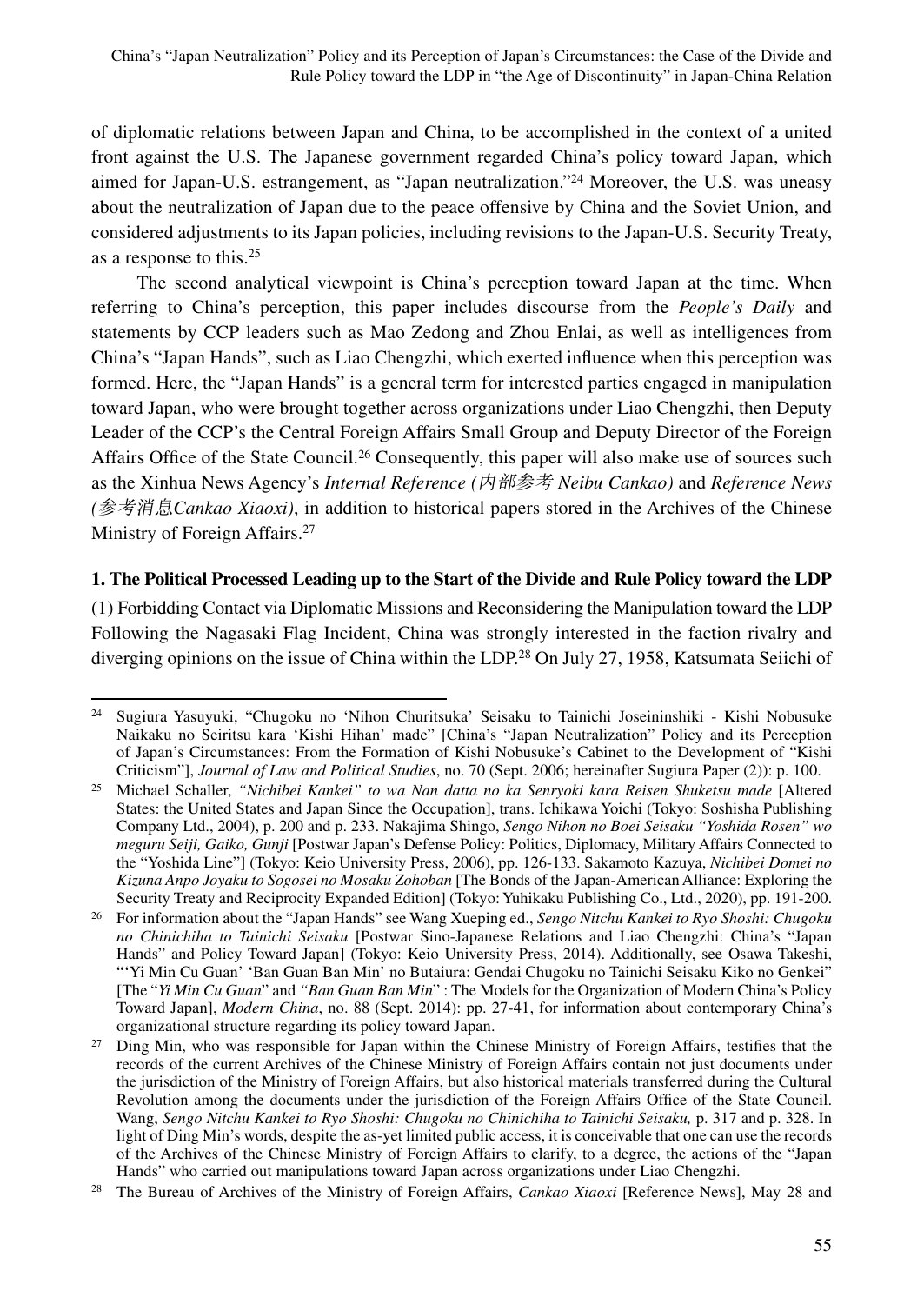of diplomatic relations between Japan and China, to be accomplished in the context of a united front against the U.S. The Japanese government regarded China's policy toward Japan, which aimed for Japan-U.S. estrangement, as "Japan neutralization."[24] Moreover, the U.S. was uneasy about the neutralization of Japan due to the peace offensive by China and the Soviet Union, and considered adjustments to its Japan policies, including revisions to the Japan-U.S. Security Treaty, as a response to this.[25]

The second analytical viewpoint is China's perception toward Japan at the time. When referring to China's perception, this paper includes discourse from the *People's Daily* and statements by CCP leaders such as Mao Zedong and Zhou Enlai, as well as intelligences from China's "Japan Hands", such as Liao Chengzhi, which exerted influence when this perception was formed. Here, the "Japan Hands" is a general term for interested parties engaged in manipulation toward Japan, who were brought together across organizations under Liao Chengzhi, then Deputy Leader of the CCP's the Central Foreign Affairs Small Group and Deputy Director of the Foreign Affairs Office of the State Council.[26] Consequently, this paper will also make use of sources such as the Xinhua News Agency's *Internal Reference (内部参考 Neibu Cankao)* and *Reference News (参考消息Cankao Xiaoxi)*, in addition to historical papers stored in the Archives of the Chinese Ministry of Foreign Affairs.[27]

### 1. The Political Processed Leading up to the Start of the Divide and Rule Policy toward the LDP

(1) Forbidding Contact via Diplomatic Missions and Reconsidering the Manipulation toward the LDP

Following the Nagasaki Flag Incident, China was strongly interested in the faction rivalry and diverging opinions on the issue of China within the LDP.[28] On July 27, 1958, Katsumata Seiichi of

---

[24] Sugiura Yasuyuki, "Chugoku no 'Nihon Churitsuka' Seisaku to Tainichi Joseininshiki - Kishi Nobusuke Naikaku no Seiritsu kara 'Kishi Hihan' made" [China's "Japan Neutralization" Policy and its Perception of Japan's Circumstances: From the Formation of Kishi Nobusuke's Cabinet to the Development of "Kishi Criticism"], *Journal of Law and Political Studies*, no. 70 (Sept. 2006; hereinafter Sugiura Paper (2)): p. 100.

[25] Michael Schaller, *"Nichibei Kankei" to wa Nan datta no ka Senryoki kara Reisen Shuketsu made* [Altered States: the United States and Japan Since the Occupation], trans. Ichikawa Yoichi (Tokyo: Soshisha Publishing Company Ltd., 2004), p. 200 and p. 233. Nakajima Shingo, *Sengo Nihon no Boei Seisaku "Yoshida Rosen" wo meguru Seiji, Gaiko, Gunji* [Postwar Japan's Defense Policy: Politics, Diplomacy, Military Affairs Connected to the "Yoshida Line"] (Tokyo: Keio University Press, 2006), pp. 126-133. Sakamoto Kazuya, *Nichibei Domei no Kizuna Anpo Joyaku to Sogosei no Mosaku Zohoban* [The Bonds of the Japan-American Alliance: Exploring the Security Treaty and Reciprocity Expanded Edition] (Tokyo: Yuhikaku Publishing Co., Ltd., 2020), pp. 191-200.

[26] For information about the "Japan Hands" see Wang Xueping ed., *Sengo Nitchu Kankei to Ryo Shoshi: Chugoku no Chinichiha to Tainichi Seisaku* [Postwar Sino-Japanese Relations and Liao Chengzhi: China's "Japan Hands" and Policy Toward Japan] (Tokyo: Keio University Press, 2014). Additionally, see Osawa Takeshi, "'Yi Min Cu Guan' 'Ban Guan Ban Min' no Butaiura: Gendai Chugoku no Tainichi Seisaku Kiko no Genkei" [The "*Yi Min Cu Guan*" and *"Ban Guan Ban Min"* : The Models for the Organization of Modern China's Policy Toward Japan], *Modern China*, no. 88 (Sept. 2014): pp. 27-41, for information about contemporary China's organizational structure regarding its policy toward Japan.

[27] Ding Min, who was responsible for Japan within the Chinese Ministry of Foreign Affairs, testifies that the records of the current Archives of the Chinese Ministry of Foreign Affairs contain not just documents under the jurisdiction of the Ministry of Foreign Affairs, but also historical materials transferred during the Cultural Revolution among the documents under the jurisdiction of the Foreign Affairs Office of the State Council. Wang, *Sengo Nitchu Kankei to Ryo Shoshi: Chugoku no Chinichiha to Tainichi Seisaku,* p. 317 and p. 328. In light of Ding Min's words, despite the as-yet limited public access, it is conceivable that one can use the records of the Archives of the Chinese Ministry of Foreign Affairs to clarify, to a degree, the actions of the "Japan Hands" who carried out manipulations toward Japan across organizations under Liao Chengzhi.

[28] The Bureau of Archives of the Ministry of Foreign Affairs, *Cankao Xiaoxi* [Reference News], May 28 and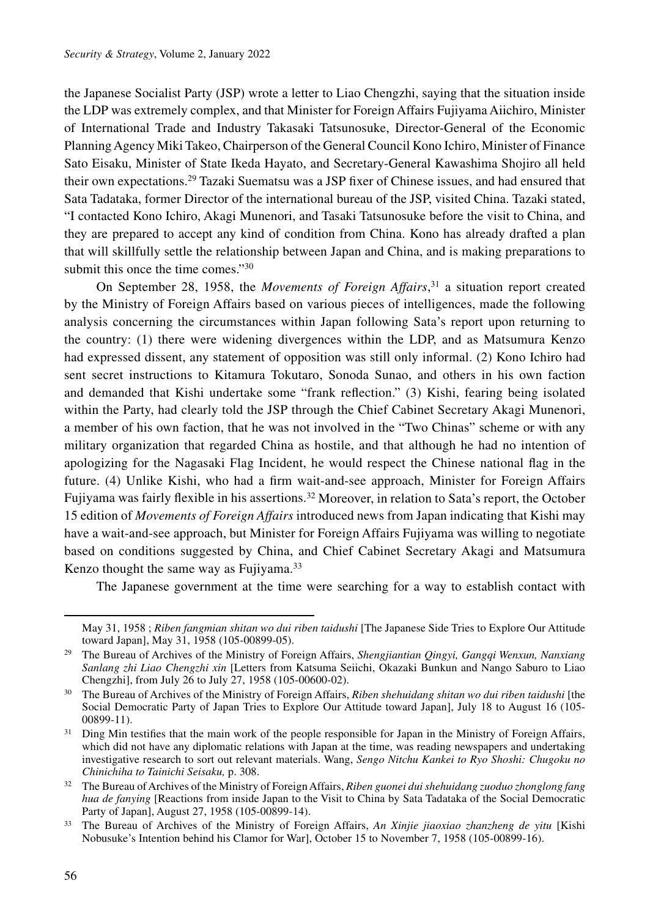the Japanese Socialist Party (JSP) wrote a letter to Liao Chengzhi, saying that the situation inside the LDP was extremely complex, and that Minister for Foreign Affairs Fujiyama Aiichiro, Minister of International Trade and Industry Takasaki Tatsunosuke, Director-General of the Economic Planning Agency Miki Takeo, Chairperson of the General Council Kono Ichiro, Minister of Finance Sato Eisaku, Minister of State Ikeda Hayato, and Secretary-General Kawashima Shojiro all held their own expectations.[29] Tazaki Suematsu was a JSP fixer of Chinese issues, and had ensured that Sata Tadataka, former Director of the international bureau of the JSP, visited China. Tazaki stated, "I contacted Kono Ichiro, Akagi Munenori, and Tasaki Tatsunosuke before the visit to China, and they are prepared to accept any kind of condition from China. Kono has already drafted a plan that will skillfully settle the relationship between Japan and China, and is making preparations to submit this once the time comes."[30]

On September 28, 1958, the *Movements of Foreign Affairs*,[31] a situation report created by the Ministry of Foreign Affairs based on various pieces of intelligences, made the following analysis concerning the circumstances within Japan following Sata's report upon returning to the country: (1) there were widening divergences within the LDP, and as Matsumura Kenzo had expressed dissent, any statement of opposition was still only informal. (2) Kono Ichiro had sent secret instructions to Kitamura Tokutaro, Sonoda Sunao, and others in his own faction and demanded that Kishi undertake some "frank reflection." (3) Kishi, fearing being isolated within the Party, had clearly told the JSP through the Chief Cabinet Secretary Akagi Munenori, a member of his own faction, that he was not involved in the "Two Chinas" scheme or with any military organization that regarded China as hostile, and that although he had no intention of apologizing for the Nagasaki Flag Incident, he would respect the Chinese national flag in the future. (4) Unlike Kishi, who had a firm wait-and-see approach, Minister for Foreign Affairs Fujiyama was fairly flexible in his assertions.[32] Moreover, in relation to Sata's report, the October 15 edition of *Movements of Foreign Affairs* introduced news from Japan indicating that Kishi may have a wait-and-see approach, but Minister for Foreign Affairs Fujiyama was willing to negotiate based on conditions suggested by China, and Chief Cabinet Secretary Akagi and Matsumura Kenzo thought the same way as Fujiyama.[33]

The Japanese government at the time were searching for a way to establish contact with

---

May 31, 1958 ; *Riben fangmian shitan wo dui riben taidushi* [The Japanese Side Tries to Explore Our Attitude toward Japan], May 31, 1958 (105-00899-05).

[29] The Bureau of Archives of the Ministry of Foreign Affairs, *Shengjiantian Qingyi, Gangqi Wenxun, Nanxiang Sanlang zhi Liao Chengzhi xin* [Letters from Katsuma Seiichi, Okazaki Bunkun and Nango Saburo to Liao Chengzhi], from July 26 to July 27, 1958 (105-00600-02).

[30] The Bureau of Archives of the Ministry of Foreign Affairs, *Riben shehuidang shitan wo dui riben taidushi* [the Social Democratic Party of Japan Tries to Explore Our Attitude toward Japan], July 18 to August 16 (105-00899-11).

[31] Ding Min testifies that the main work of the people responsible for Japan in the Ministry of Foreign Affairs, which did not have any diplomatic relations with Japan at the time, was reading newspapers and undertaking investigative research to sort out relevant materials. Wang, *Sengo Nitchu Kankei to Ryo Shoshi: Chugoku no Chinichiha to Tainichi Seisaku,* p. 308.

[32] The Bureau of Archives of the Ministry of Foreign Affairs, *Riben guonei dui shehuidang zuoduo zhonglong fang hua de fanying* [Reactions from inside Japan to the Visit to China by Sata Tadataka of the Social Democratic Party of Japan], August 27, 1958 (105-00899-14).

[33] The Bureau of Archives of the Ministry of Foreign Affairs, *An Xinjie jiaoxiao zhanzheng de yitu* [Kishi Nobusuke's Intention behind his Clamor for War], October 15 to November 7, 1958 (105-00899-16).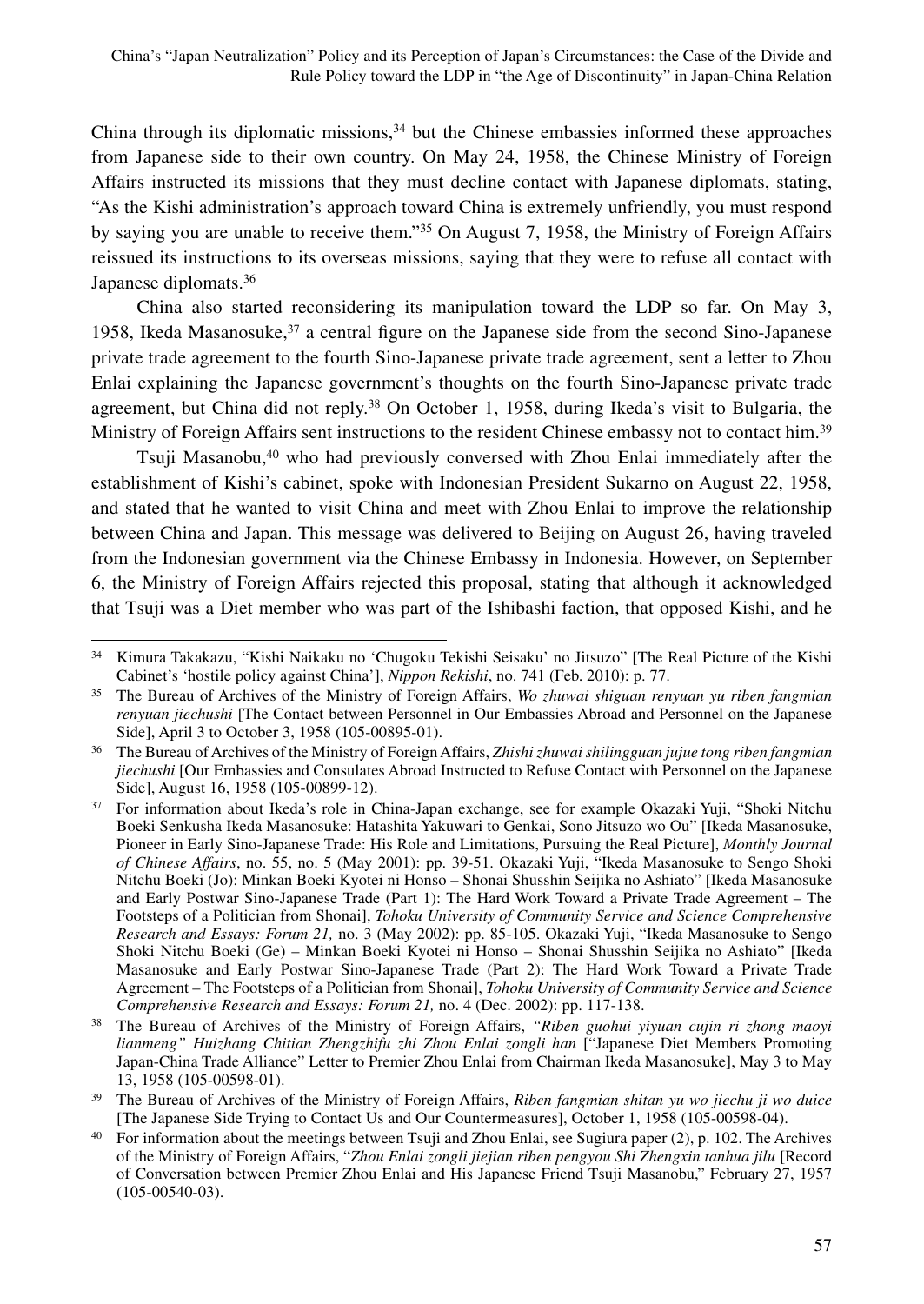China through its diplomatic missions,[34] but the Chinese embassies informed these approaches from Japanese side to their own country. On May 24, 1958, the Chinese Ministry of Foreign Affairs instructed its missions that they must decline contact with Japanese diplomats, stating, "As the Kishi administration's approach toward China is extremely unfriendly, you must respond by saying you are unable to receive them."[35] On August 7, 1958, the Ministry of Foreign Affairs reissued its instructions to its overseas missions, saying that they were to refuse all contact with Japanese diplomats.[36]

China also started reconsidering its manipulation toward the LDP so far. On May 3, 1958, Ikeda Masanosuke,[37] a central figure on the Japanese side from the second Sino-Japanese private trade agreement to the fourth Sino-Japanese private trade agreement, sent a letter to Zhou Enlai explaining the Japanese government's thoughts on the fourth Sino-Japanese private trade agreement, but China did not reply.[38] On October 1, 1958, during Ikeda's visit to Bulgaria, the Ministry of Foreign Affairs sent instructions to the resident Chinese embassy not to contact him.[39]

Tsuji Masanobu,[40] who had previously conversed with Zhou Enlai immediately after the establishment of Kishi's cabinet, spoke with Indonesian President Sukarno on August 22, 1958, and stated that he wanted to visit China and meet with Zhou Enlai to improve the relationship between China and Japan. This message was delivered to Beijing on August 26, having traveled from the Indonesian government via the Chinese Embassy in Indonesia. However, on September 6, the Ministry of Foreign Affairs rejected this proposal, stating that although it acknowledged that Tsuji was a Diet member who was part of the Ishibashi faction, that opposed Kishi, and he

---

34 Kimura Takakazu, "Kishi Naikaku no 'Chugoku Tekishi Seisaku' no Jitsuzo" [The Real Picture of the Kishi Cabinet's 'hostile policy against China'], *Nippon Rekishi*, no. 741 (Feb. 2010): p. 77.

35 The Bureau of Archives of the Ministry of Foreign Affairs, *Wo zhuwai shiguan renyuan yu riben fangmian renyuan jiechushi* [The Contact between Personnel in Our Embassies Abroad and Personnel on the Japanese Side], April 3 to October 3, 1958 (105-00895-01).

36 The Bureau of Archives of the Ministry of Foreign Affairs, *Zhishi zhuwai shilingguan jujue tong riben fangmian jiechushi* [Our Embassies and Consulates Abroad Instructed to Refuse Contact with Personnel on the Japanese Side], August 16, 1958 (105-00899-12).

37 For information about Ikeda's role in China-Japan exchange, see for example Okazaki Yuji, "Shoki Nitchu Boeki Senkusha Ikeda Masanosuke: Hatashita Yakuwari to Genkai, Sono Jitsuzo wo Ou" [Ikeda Masanosuke, Pioneer in Early Sino-Japanese Trade: His Role and Limitations, Pursuing the Real Picture], *Monthly Journal of Chinese Affairs*, no. 55, no. 5 (May 2001): pp. 39-51. Okazaki Yuji, "Ikeda Masanosuke to Sengo Shoki Nitchu Boeki (Jo): Minkan Boeki Kyotei ni Honso – Shonai Shusshin Seijika no Ashiato" [Ikeda Masanosuke and Early Postwar Sino-Japanese Trade (Part 1): The Hard Work Toward a Private Trade Agreement – The Footsteps of a Politician from Shonai], *Tohoku University of Community Service and Science Comprehensive Research and Essays: Forum 21,* no. 3 (May 2002): pp. 85-105. Okazaki Yuji, "Ikeda Masanosuke to Sengo Shoki Nitchu Boeki (Ge) – Minkan Boeki Kyotei ni Honso – Shonai Shusshin Seijika no Ashiato" [Ikeda Masanosuke and Early Postwar Sino-Japanese Trade (Part 2): The Hard Work Toward a Private Trade Agreement – The Footsteps of a Politician from Shonai], *Tohoku University of Community Service and Science Comprehensive Research and Essays: Forum 21,* no. 4 (Dec. 2002): pp. 117-138.

38 The Bureau of Archives of the Ministry of Foreign Affairs, *"Riben guohui yiyuan cujin ri zhong maoyi lianmeng" Huizhang Chitian Zhengzhifu zhi Zhou Enlai zongli han* ["Japanese Diet Members Promoting Japan-China Trade Alliance" Letter to Premier Zhou Enlai from Chairman Ikeda Masanosuke], May 3 to May 13, 1958 (105-00598-01).

39 The Bureau of Archives of the Ministry of Foreign Affairs, *Riben fangmian shitan yu wo jiechu ji wo duice* [The Japanese Side Trying to Contact Us and Our Countermeasures], October 1, 1958 (105-00598-04).

40 For information about the meetings between Tsuji and Zhou Enlai, see Sugiura paper (2), p. 102. The Archives of the Ministry of Foreign Affairs, "*Zhou Enlai zongli jiejian riben pengyou Shi Zhengxin tanhua jilu* [Record of Conversation between Premier Zhou Enlai and His Japanese Friend Tsuji Masanobu," February 27, 1957 (105-00540-03).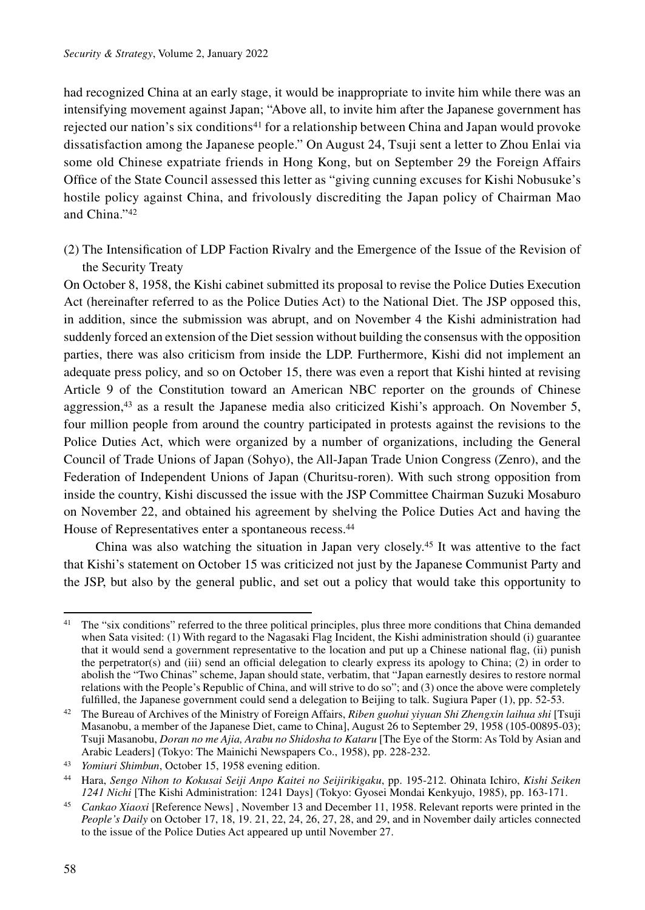had recognized China at an early stage, it would be inappropriate to invite him while there was an intensifying movement against Japan; "Above all, to invite him after the Japanese government has rejected our nation's six conditions[41] for a relationship between China and Japan would provoke dissatisfaction among the Japanese people." On August 24, Tsuji sent a letter to Zhou Enlai via some old Chinese expatriate friends in Hong Kong, but on September 29 the Foreign Affairs Office of the State Council assessed this letter as "giving cunning excuses for Kishi Nobusuke's hostile policy against China, and frivolously discrediting the Japan policy of Chairman Mao and China."[42]

### (2) The Intensification of LDP Faction Rivalry and the Emergence of the Issue of the Revision of the Security Treaty

On October 8, 1958, the Kishi cabinet submitted its proposal to revise the Police Duties Execution Act (hereinafter referred to as the Police Duties Act) to the National Diet. The JSP opposed this, in addition, since the submission was abrupt, and on November 4 the Kishi administration had suddenly forced an extension of the Diet session without building the consensus with the opposition parties, there was also criticism from inside the LDP. Furthermore, Kishi did not implement an adequate press policy, and so on October 15, there was even a report that Kishi hinted at revising Article 9 of the Constitution toward an American NBC reporter on the grounds of Chinese aggression,[43] as a result the Japanese media also criticized Kishi's approach. On November 5, four million people from around the country participated in protests against the revisions to the Police Duties Act, which were organized by a number of organizations, including the General Council of Trade Unions of Japan (Sohyo), the All-Japan Trade Union Congress (Zenro), and the Federation of Independent Unions of Japan (Churitsu-roren). With such strong opposition from inside the country, Kishi discussed the issue with the JSP Committee Chairman Suzuki Mosaburo on November 22, and obtained his agreement by shelving the Police Duties Act and having the House of Representatives enter a spontaneous recess.[44]

China was also watching the situation in Japan very closely.[45] It was attentive to the fact that Kishi's statement on October 15 was criticized not just by the Japanese Communist Party and the JSP, but also by the general public, and set out a policy that would take this opportunity to

---

[41] The "six conditions" referred to the three political principles, plus three more conditions that China demanded when Sata visited: (1) With regard to the Nagasaki Flag Incident, the Kishi administration should (i) guarantee that it would send a government representative to the location and put up a Chinese national flag, (ii) punish the perpetrator(s) and (iii) send an official delegation to clearly express its apology to China; (2) in order to abolish the "Two Chinas" scheme, Japan should state, verbatim, that "Japan earnestly desires to restore normal relations with the People's Republic of China, and will strive to do so"; and (3) once the above were completely fulfilled, the Japanese government could send a delegation to Beijing to talk. Sugiura Paper (1), pp. 52-53.

[42] The Bureau of Archives of the Ministry of Foreign Affairs, *Riben guohui yiyuan Shi Zhengxin laihua shi* [Tsuji Masanobu, a member of the Japanese Diet, came to China], August 26 to September 29, 1958 (105-00895-03); Tsuji Masanobu, *Doran no me Ajia, Arabu no Shidosha to Kataru* [The Eye of the Storm: As Told by Asian and Arabic Leaders] (Tokyo: The Mainichi Newspapers Co., 1958), pp. 228-232.

[43] *Yomiuri Shimbun*, October 15, 1958 evening edition.

[44] Hara, *Sengo Nihon to Kokusai Seiji Anpo Kaitei no Seijirikigaku*, pp. 195-212. Ohinata Ichiro, *Kishi Seiken 1241 Nichi* [The Kishi Administration: 1241 Days] (Tokyo: Gyosei Mondai Kenkyujo, 1985), pp. 163-171.

[45] *Cankao Xiaoxi* [Reference News] , November 13 and December 11, 1958. Relevant reports were printed in the *People's Daily* on October 17, 18, 19. 21, 22, 24, 26, 27, 28, and 29, and in November daily articles connected to the issue of the Police Duties Act appeared up until November 27.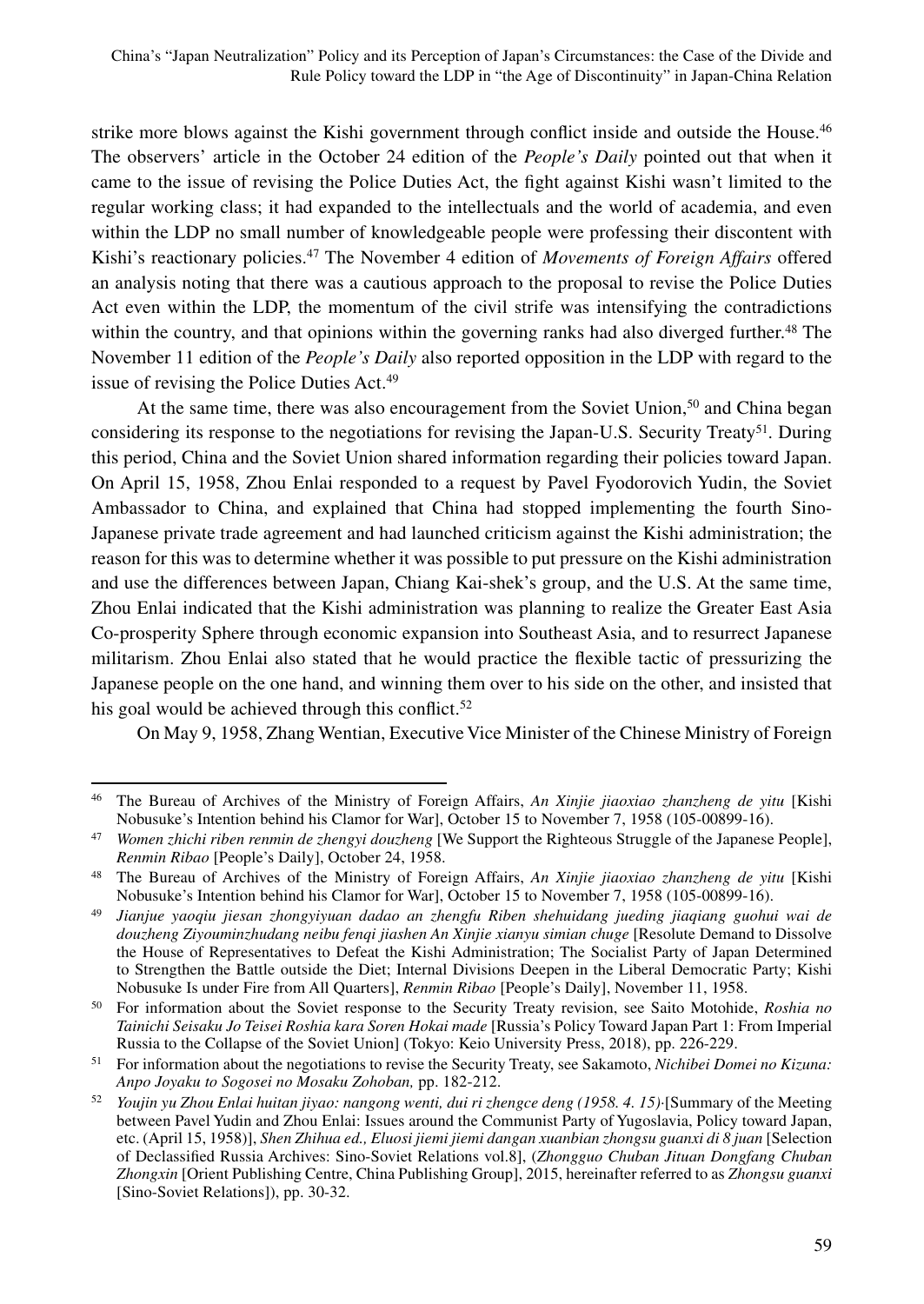strike more blows against the Kishi government through conflict inside and outside the House.[46] The observers' article in the October 24 edition of the *People's Daily* pointed out that when it came to the issue of revising the Police Duties Act, the fight against Kishi wasn't limited to the regular working class; it had expanded to the intellectuals and the world of academia, and even within the LDP no small number of knowledgeable people were professing their discontent with Kishi's reactionary policies.[47] The November 4 edition of *Movements of Foreign Affairs* offered an analysis noting that there was a cautious approach to the proposal to revise the Police Duties Act even within the LDP, the momentum of the civil strife was intensifying the contradictions within the country, and that opinions within the governing ranks had also diverged further.[48] The November 11 edition of the *People's Daily* also reported opposition in the LDP with regard to the issue of revising the Police Duties Act.[49]

At the same time, there was also encouragement from the Soviet Union,[50] and China began considering its response to the negotiations for revising the Japan-U.S. Security Treaty[51]. During this period, China and the Soviet Union shared information regarding their policies toward Japan. On April 15, 1958, Zhou Enlai responded to a request by Pavel Fyodorovich Yudin, the Soviet Ambassador to China, and explained that China had stopped implementing the fourth Sino-Japanese private trade agreement and had launched criticism against the Kishi administration; the reason for this was to determine whether it was possible to put pressure on the Kishi administration and use the differences between Japan, Chiang Kai-shek's group, and the U.S. At the same time, Zhou Enlai indicated that the Kishi administration was planning to realize the Greater East Asia Co-prosperity Sphere through economic expansion into Southeast Asia, and to resurrect Japanese militarism. Zhou Enlai also stated that he would practice the flexible tactic of pressurizing the Japanese people on the one hand, and winning them over to his side on the other, and insisted that his goal would be achieved through this conflict.[52]

On May 9, 1958, Zhang Wentian, Executive Vice Minister of the Chinese Ministry of Foreign

---

[46] The Bureau of Archives of the Ministry of Foreign Affairs, *An Xinjie jiaoxiao zhanzheng de yitu* [Kishi Nobusuke's Intention behind his Clamor for War], October 15 to November 7, 1958 (105-00899-16).

[47] *Women zhichi riben renmin de zhengyi douzheng* [We Support the Righteous Struggle of the Japanese People], *Renmin Ribao* [People's Daily], October 24, 1958.

[48] The Bureau of Archives of the Ministry of Foreign Affairs, *An Xinjie jiaoxiao zhanzheng de yitu* [Kishi Nobusuke's Intention behind his Clamor for War], October 15 to November 7, 1958 (105-00899-16).

[49] *Jianjue yaoqiu jiesan zhongyiyuan dadao an zhengfu Riben shehuidang jueding jiaqiang guohui wai de douzheng Ziyouminzhudang neibu fenqi jiashen An Xinjie xianyu simian chuge* [Resolute Demand to Dissolve the House of Representatives to Defeat the Kishi Administration; The Socialist Party of Japan Determined to Strengthen the Battle outside the Diet; Internal Divisions Deepen in the Liberal Democratic Party; Kishi Nobusuke Is under Fire from All Quarters], *Renmin Ribao* [People's Daily], November 11, 1958.

[50] For information about the Soviet response to the Security Treaty revision, see Saito Motohide, *Roshia no Tainichi Seisaku Jo Teisei Roshia kara Soren Hokai made* [Russia's Policy Toward Japan Part 1: From Imperial Russia to the Collapse of the Soviet Union] (Tokyo: Keio University Press, 2018), pp. 226-229.

[51] For information about the negotiations to revise the Security Treaty, see Sakamoto, *Nichibei Domei no Kizuna: Anpo Joyaku to Sogosei no Mosaku Zohoban,* pp. 182-212.

[52] *Youjin yu Zhou Enlai huitan jiyao: nangong wenti, dui ri zhengce deng (1958. 4. 15)*·[Summary of the Meeting between Pavel Yudin and Zhou Enlai: Issues around the Communist Party of Yugoslavia, Policy toward Japan, etc. (April 15, 1958)], *Shen Zhihua ed., Eluosi jiemi jiemi dangan xuanbian zhongsu guanxi di 8 juan* [Selection of Declassified Russia Archives: Sino-Soviet Relations vol.8], (*Zhongguo Chuban Jituan Dongfang Chuban Zhongxin* [Orient Publishing Centre, China Publishing Group], 2015, hereinafter referred to as *Zhongsu guanxi* [Sino-Soviet Relations]), pp. 30-32.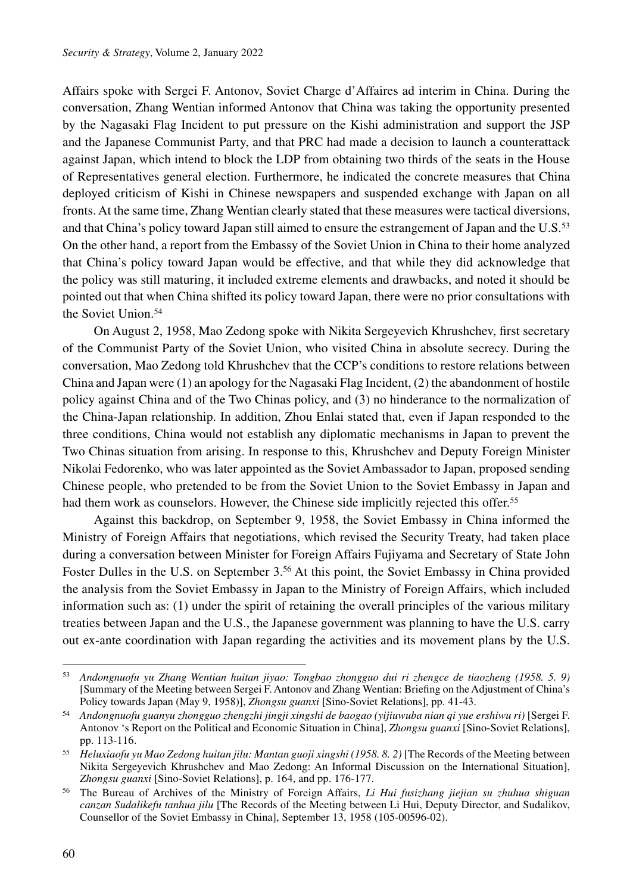Affairs spoke with Sergei F. Antonov, Soviet Charge d'Affaires ad interim in China. During the conversation, Zhang Wentian informed Antonov that China was taking the opportunity presented by the Nagasaki Flag Incident to put pressure on the Kishi administration and support the JSP and the Japanese Communist Party, and that PRC had made a decision to launch a counterattack against Japan, which intend to block the LDP from obtaining two thirds of the seats in the House of Representatives general election. Furthermore, he indicated the concrete measures that China deployed criticism of Kishi in Chinese newspapers and suspended exchange with Japan on all fronts. At the same time, Zhang Wentian clearly stated that these measures were tactical diversions, and that China's policy toward Japan still aimed to ensure the estrangement of Japan and the U.S.[53] On the other hand, a report from the Embassy of the Soviet Union in China to their home analyzed that China's policy toward Japan would be effective, and that while they did acknowledge that the policy was still maturing, it included extreme elements and drawbacks, and noted it should be pointed out that when China shifted its policy toward Japan, there were no prior consultations with the Soviet Union.[54]

On August 2, 1958, Mao Zedong spoke with Nikita Sergeyevich Khrushchev, first secretary of the Communist Party of the Soviet Union, who visited China in absolute secrecy. During the conversation, Mao Zedong told Khrushchev that the CCP's conditions to restore relations between China and Japan were (1) an apology for the Nagasaki Flag Incident, (2) the abandonment of hostile policy against China and of the Two Chinas policy, and (3) no hinderance to the normalization of the China-Japan relationship. In addition, Zhou Enlai stated that, even if Japan responded to the three conditions, China would not establish any diplomatic mechanisms in Japan to prevent the Two Chinas situation from arising. In response to this, Khrushchev and Deputy Foreign Minister Nikolai Fedorenko, who was later appointed as the Soviet Ambassador to Japan, proposed sending Chinese people, who pretended to be from the Soviet Union to the Soviet Embassy in Japan and had them work as counselors. However, the Chinese side implicitly rejected this offer.[55]

Against this backdrop, on September 9, 1958, the Soviet Embassy in China informed the Ministry of Foreign Affairs that negotiations, which revised the Security Treaty, had taken place during a conversation between Minister for Foreign Affairs Fujiyama and Secretary of State John Foster Dulles in the U.S. on September 3.[56] At this point, the Soviet Embassy in China provided the analysis from the Soviet Embassy in Japan to the Ministry of Foreign Affairs, which included information such as: (1) under the spirit of retaining the overall principles of the various military treaties between Japan and the U.S., the Japanese government was planning to have the U.S. carry out ex-ante coordination with Japan regarding the activities and its movement plans by the U.S.

---

[53] *Andongnuofu yu Zhang Wentian huitan jiyao: Tongbao zhongguo dui ri zhengce de tiaozheng (1958. 5. 9)* [Summary of the Meeting between Sergei F. Antonov and Zhang Wentian: Briefing on the Adjustment of China's Policy towards Japan (May 9, 1958)], *Zhongsu guanxi* [Sino-Soviet Relations], pp. 41-43.

[54] *Andongnuofu guanyu zhongguo zhengzhi jingji xingshi de baogao (yijiuwuba nian qi yue ershiwu ri)* [Sergei F. Antonov 's Report on the Political and Economic Situation in China], *Zhongsu guanxi* [Sino-Soviet Relations], pp. 113-116.

[55] *Heluxiaofu yu Mao Zedong huitan jilu: Mantan guoji xingshi (1958. 8. 2)* [The Records of the Meeting between Nikita Sergeyevich Khrushchev and Mao Zedong: An Informal Discussion on the International Situation], *Zhongsu guanxi* [Sino-Soviet Relations], p. 164, and pp. 176-177.

[56] The Bureau of Archives of the Ministry of Foreign Affairs, *Li Hui fusizhang jiejian su zhuhua shiguan canzan Sudalikefu tanhua jilu* [The Records of the Meeting between Li Hui, Deputy Director, and Sudalikov, Counsellor of the Soviet Embassy in China], September 13, 1958 (105-00596-02).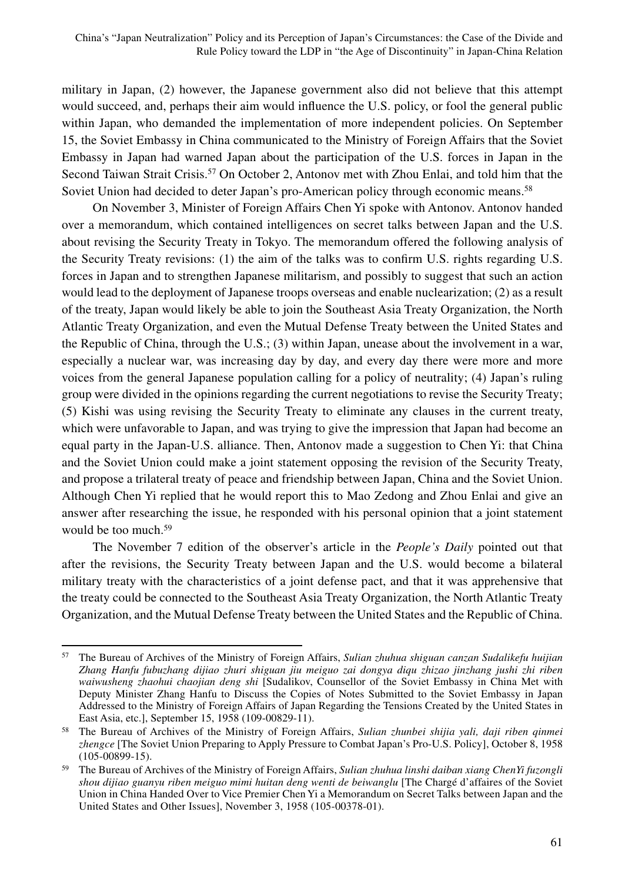military in Japan, (2) however, the Japanese government also did not believe that this attempt would succeed, and, perhaps their aim would influence the U.S. policy, or fool the general public within Japan, who demanded the implementation of more independent policies. On September 15, the Soviet Embassy in China communicated to the Ministry of Foreign Affairs that the Soviet Embassy in Japan had warned Japan about the participation of the U.S. forces in Japan in the Second Taiwan Strait Crisis.[57] On October 2, Antonov met with Zhou Enlai, and told him that the Soviet Union had decided to deter Japan's pro-American policy through economic means.[58]

On November 3, Minister of Foreign Affairs Chen Yi spoke with Antonov. Antonov handed over a memorandum, which contained intelligences on secret talks between Japan and the U.S. about revising the Security Treaty in Tokyo. The memorandum offered the following analysis of the Security Treaty revisions: (1) the aim of the talks was to confirm U.S. rights regarding U.S. forces in Japan and to strengthen Japanese militarism, and possibly to suggest that such an action would lead to the deployment of Japanese troops overseas and enable nuclearization; (2) as a result of the treaty, Japan would likely be able to join the Southeast Asia Treaty Organization, the North Atlantic Treaty Organization, and even the Mutual Defense Treaty between the United States and the Republic of China, through the U.S.; (3) within Japan, unease about the involvement in a war, especially a nuclear war, was increasing day by day, and every day there were more and more voices from the general Japanese population calling for a policy of neutrality; (4) Japan's ruling group were divided in the opinions regarding the current negotiations to revise the Security Treaty; (5) Kishi was using revising the Security Treaty to eliminate any clauses in the current treaty, which were unfavorable to Japan, and was trying to give the impression that Japan had become an equal party in the Japan-U.S. alliance. Then, Antonov made a suggestion to Chen Yi: that China and the Soviet Union could make a joint statement opposing the revision of the Security Treaty, and propose a trilateral treaty of peace and friendship between Japan, China and the Soviet Union. Although Chen Yi replied that he would report this to Mao Zedong and Zhou Enlai and give an answer after researching the issue, he responded with his personal opinion that a joint statement would be too much.[59]

The November 7 edition of the observer's article in the *People's Daily* pointed out that after the revisions, the Security Treaty between Japan and the U.S. would become a bilateral military treaty with the characteristics of a joint defense pact, and that it was apprehensive that the treaty could be connected to the Southeast Asia Treaty Organization, the North Atlantic Treaty Organization, and the Mutual Defense Treaty between the United States and the Republic of China.

---

[57] The Bureau of Archives of the Ministry of Foreign Affairs, *Sulian zhuhua shiguan canzan Sudalikefu huijian Zhang Hanfu fubuzhang dijiao zhuri shiguan jiu meiguo zai dongya diqu zhizao jinzhang jushi zhi riben waiwusheng zhaohui chaojian deng shi* [Sudalikov, Counsellor of the Soviet Embassy in China Met with Deputy Minister Zhang Hanfu to Discuss the Copies of Notes Submitted to the Soviet Embassy in Japan Addressed to the Ministry of Foreign Affairs of Japan Regarding the Tensions Created by the United States in East Asia, etc.], September 15, 1958 (109-00829-11).

[58] The Bureau of Archives of the Ministry of Foreign Affairs, *Sulian zhunbei shijia yali, daji riben qinmei zhengce* [The Soviet Union Preparing to Apply Pressure to Combat Japan's Pro-U.S. Policy], October 8, 1958 (105-00899-15).

[59] The Bureau of Archives of the Ministry of Foreign Affairs, *Sulian zhuhua linshi daiban xiang ChenYi fuzongli shou dijiao guanyu riben meiguo mimi huitan deng wenti de beiwanglu* [The Chargé d'affaires of the Soviet Union in China Handed Over to Vice Premier Chen Yi a Memorandum on Secret Talks between Japan and the United States and Other Issues], November 3, 1958 (105-00378-01).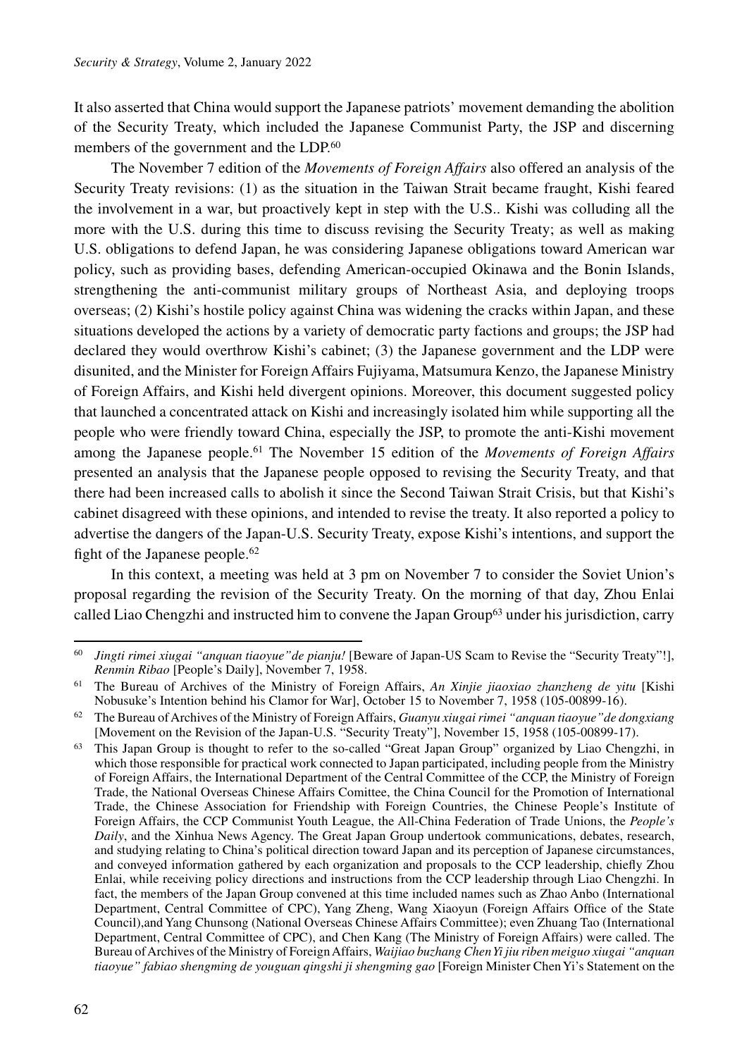It also asserted that China would support the Japanese patriots' movement demanding the abolition of the Security Treaty, which included the Japanese Communist Party, the JSP and discerning members of the government and the LDP.[60]

The November 7 edition of the *Movements of Foreign Affairs* also offered an analysis of the Security Treaty revisions: (1) as the situation in the Taiwan Strait became fraught, Kishi feared the involvement in a war, but proactively kept in step with the U.S.. Kishi was colluding all the more with the U.S. during this time to discuss revising the Security Treaty; as well as making U.S. obligations to defend Japan, he was considering Japanese obligations toward American war policy, such as providing bases, defending American-occupied Okinawa and the Bonin Islands, strengthening the anti-communist military groups of Northeast Asia, and deploying troops overseas; (2) Kishi's hostile policy against China was widening the cracks within Japan, and these situations developed the actions by a variety of democratic party factions and groups; the JSP had declared they would overthrow Kishi's cabinet; (3) the Japanese government and the LDP were disunited, and the Minister for Foreign Affairs Fujiyama, Matsumura Kenzo, the Japanese Ministry of Foreign Affairs, and Kishi held divergent opinions. Moreover, this document suggested policy that launched a concentrated attack on Kishi and increasingly isolated him while supporting all the people who were friendly toward China, especially the JSP, to promote the anti-Kishi movement among the Japanese people.[61] The November 15 edition of the *Movements of Foreign Affairs* presented an analysis that the Japanese people opposed to revising the Security Treaty, and that there had been increased calls to abolish it since the Second Taiwan Strait Crisis, but that Kishi's cabinet disagreed with these opinions, and intended to revise the treaty. It also reported a policy to advertise the dangers of the Japan-U.S. Security Treaty, expose Kishi's intentions, and support the fight of the Japanese people.[62]

In this context, a meeting was held at 3 pm on November 7 to consider the Soviet Union's proposal regarding the revision of the Security Treaty. On the morning of that day, Zhou Enlai called Liao Chengzhi and instructed him to convene the Japan Group[63] under his jurisdiction, carry

---

[60] *Jingti rimei xiugai "anquan tiaoyue" de pianju!* [Beware of Japan-US Scam to Revise the "Security Treaty"!], *Renmin Ribao* [People's Daily], November 7, 1958.

[61] The Bureau of Archives of the Ministry of Foreign Affairs, *An Xinjie jiaoxiao zhanzheng de yitu* [Kishi Nobusuke's Intention behind his Clamor for War], October 15 to November 7, 1958 (105-00899-16).

[62] The Bureau of Archives of the Ministry of Foreign Affairs, *Guanyu xiugai rimei "anquan tiaoyue" de dongxiang* [Movement on the Revision of the Japan-U.S. "Security Treaty"], November 15, 1958 (105-00899-17).

[63] This Japan Group is thought to refer to the so-called "Great Japan Group" organized by Liao Chengzhi, in which those responsible for practical work connected to Japan participated, including people from the Ministry of Foreign Affairs, the International Department of the Central Committee of the CCP, the Ministry of Foreign Trade, the National Overseas Chinese Affairs Comittee, the China Council for the Promotion of International Trade, the Chinese Association for Friendship with Foreign Countries, the Chinese People's Institute of Foreign Affairs, the CCP Communist Youth League, the All-China Federation of Trade Unions, the *People's Daily*, and the Xinhua News Agency. The Great Japan Group undertook communications, debates, research, and studying relating to China's political direction toward Japan and its perception of Japanese circumstances, and conveyed information gathered by each organization and proposals to the CCP leadership, chiefly Zhou Enlai, while receiving policy directions and instructions from the CCP leadership through Liao Chengzhi. In fact, the members of the Japan Group convened at this time included names such as Zhao Anbo (International Department, Central Committee of CPC), Yang Zheng, Wang Xiaoyun (Foreign Affairs Office of the State Council),and Yang Chunsong (National Overseas Chinese Affairs Committee); even Zhuang Tao (International Department, Central Committee of CPC), and Chen Kang (The Ministry of Foreign Affairs) were called. The Bureau of Archives of the Ministry of Foreign Affairs, *Waijiao buzhang Chen Yi jiu riben meiguo xiugai "anquan tiaoyue" fabiao shengming de youguan qingshi ji shengming gao* [Foreign Minister Chen Yi's Statement on the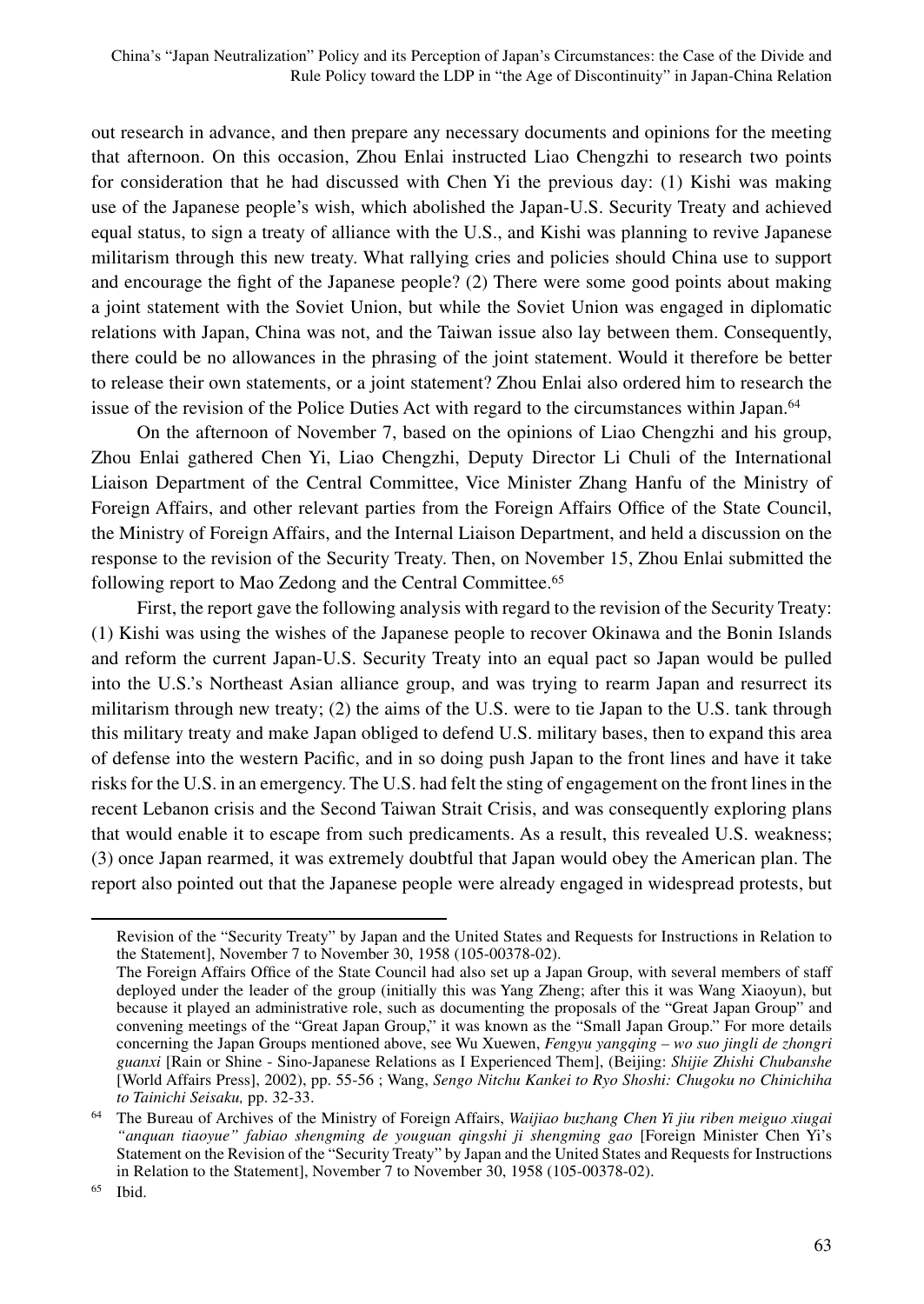out research in advance, and then prepare any necessary documents and opinions for the meeting that afternoon. On this occasion, Zhou Enlai instructed Liao Chengzhi to research two points for consideration that he had discussed with Chen Yi the previous day: (1) Kishi was making use of the Japanese people's wish, which abolished the Japan-U.S. Security Treaty and achieved equal status, to sign a treaty of alliance with the U.S., and Kishi was planning to revive Japanese militarism through this new treaty. What rallying cries and policies should China use to support and encourage the fight of the Japanese people? (2) There were some good points about making a joint statement with the Soviet Union, but while the Soviet Union was engaged in diplomatic relations with Japan, China was not, and the Taiwan issue also lay between them. Consequently, there could be no allowances in the phrasing of the joint statement. Would it therefore be better to release their own statements, or a joint statement? Zhou Enlai also ordered him to research the issue of the revision of the Police Duties Act with regard to the circumstances within Japan.[64]

On the afternoon of November 7, based on the opinions of Liao Chengzhi and his group, Zhou Enlai gathered Chen Yi, Liao Chengzhi, Deputy Director Li Chuli of the International Liaison Department of the Central Committee, Vice Minister Zhang Hanfu of the Ministry of Foreign Affairs, and other relevant parties from the Foreign Affairs Office of the State Council, the Ministry of Foreign Affairs, and the Internal Liaison Department, and held a discussion on the response to the revision of the Security Treaty. Then, on November 15, Zhou Enlai submitted the following report to Mao Zedong and the Central Committee.[65]

First, the report gave the following analysis with regard to the revision of the Security Treaty: (1) Kishi was using the wishes of the Japanese people to recover Okinawa and the Bonin Islands and reform the current Japan-U.S. Security Treaty into an equal pact so Japan would be pulled into the U.S.'s Northeast Asian alliance group, and was trying to rearm Japan and resurrect its militarism through new treaty; (2) the aims of the U.S. were to tie Japan to the U.S. tank through this military treaty and make Japan obliged to defend U.S. military bases, then to expand this area of defense into the western Pacific, and in so doing push Japan to the front lines and have it take risks for the U.S. in an emergency. The U.S. had felt the sting of engagement on the front lines in the recent Lebanon crisis and the Second Taiwan Strait Crisis, and was consequently exploring plans that would enable it to escape from such predicaments. As a result, this revealed U.S. weakness; (3) once Japan rearmed, it was extremely doubtful that Japan would obey the American plan. The report also pointed out that the Japanese people were already engaged in widespread protests, but

---

Revision of the "Security Treaty" by Japan and the United States and Requests for Instructions in Relation to the Statement], November 7 to November 30, 1958 (105-00378-02).

The Foreign Affairs Office of the State Council had also set up a Japan Group, with several members of staff deployed under the leader of the group (initially this was Yang Zheng; after this it was Wang Xiaoyun), but because it played an administrative role, such as documenting the proposals of the "Great Japan Group" and convening meetings of the "Great Japan Group," it was known as the "Small Japan Group." For more details concerning the Japan Groups mentioned above, see Wu Xuewen, *Fengyu yangqing – wo suo jingli de zhongri guanxi* [Rain or Shine - Sino-Japanese Relations as I Experienced Them], (Beijing: *Shijie Zhishi Chubanshe* [World Affairs Press], 2002), pp. 55-56 ; Wang, *Sengo Nitchu Kankei to Ryo Shoshi: Chugoku no Chinichiha to Tainichi Seisaku,* pp. 32-33.

[64] The Bureau of Archives of the Ministry of Foreign Affairs, *Waijiao buzhang Chen Yi jiu riben meiguo xiugai "anquan tiaoyue" fabiao shengming de youguan qingshi ji shengming gao* [Foreign Minister Chen Yi's Statement on the Revision of the "Security Treaty" by Japan and the United States and Requests for Instructions in Relation to the Statement], November 7 to November 30, 1958 (105-00378-02).

[65] Ibid.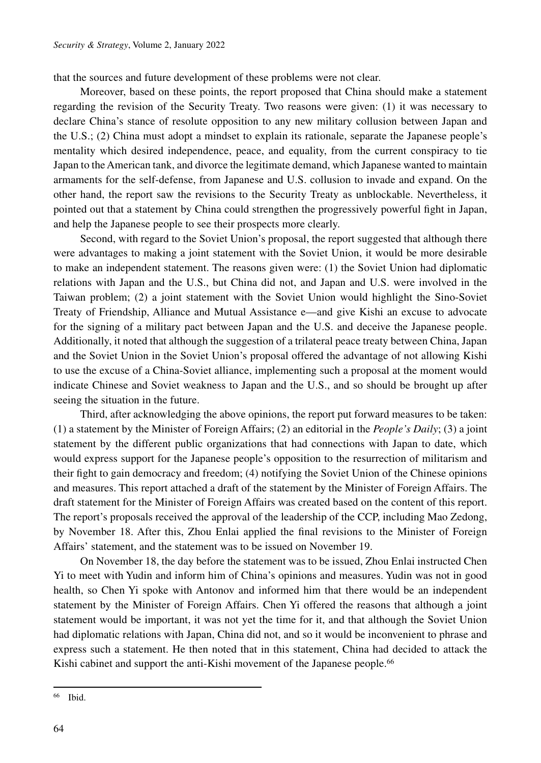that the sources and future development of these problems were not clear.

Moreover, based on these points, the report proposed that China should make a statement regarding the revision of the Security Treaty. Two reasons were given: (1) it was necessary to declare China's stance of resolute opposition to any new military collusion between Japan and the U.S.; (2) China must adopt a mindset to explain its rationale, separate the Japanese people's mentality which desired independence, peace, and equality, from the current conspiracy to tie Japan to the American tank, and divorce the legitimate demand, which Japanese wanted to maintain armaments for the self-defense, from Japanese and U.S. collusion to invade and expand. On the other hand, the report saw the revisions to the Security Treaty as unblockable. Nevertheless, it pointed out that a statement by China could strengthen the progressively powerful fight in Japan, and help the Japanese people to see their prospects more clearly.

Second, with regard to the Soviet Union's proposal, the report suggested that although there were advantages to making a joint statement with the Soviet Union, it would be more desirable to make an independent statement. The reasons given were: (1) the Soviet Union had diplomatic relations with Japan and the U.S., but China did not, and Japan and U.S. were involved in the Taiwan problem; (2) a joint statement with the Soviet Union would highlight the Sino-Soviet Treaty of Friendship, Alliance and Mutual Assistance e—and give Kishi an excuse to advocate for the signing of a military pact between Japan and the U.S. and deceive the Japanese people. Additionally, it noted that although the suggestion of a trilateral peace treaty between China, Japan and the Soviet Union in the Soviet Union's proposal offered the advantage of not allowing Kishi to use the excuse of a China-Soviet alliance, implementing such a proposal at the moment would indicate Chinese and Soviet weakness to Japan and the U.S., and so should be brought up after seeing the situation in the future.

Third, after acknowledging the above opinions, the report put forward measures to be taken: (1) a statement by the Minister of Foreign Affairs; (2) an editorial in the *People's Daily*; (3) a joint statement by the different public organizations that had connections with Japan to date, which would express support for the Japanese people's opposition to the resurrection of militarism and their fight to gain democracy and freedom; (4) notifying the Soviet Union of the Chinese opinions and measures. This report attached a draft of the statement by the Minister of Foreign Affairs. The draft statement for the Minister of Foreign Affairs was created based on the content of this report. The report's proposals received the approval of the leadership of the CCP, including Mao Zedong, by November 18. After this, Zhou Enlai applied the final revisions to the Minister of Foreign Affairs' statement, and the statement was to be issued on November 19.

On November 18, the day before the statement was to be issued, Zhou Enlai instructed Chen Yi to meet with Yudin and inform him of China's opinions and measures. Yudin was not in good health, so Chen Yi spoke with Antonov and informed him that there would be an independent statement by the Minister of Foreign Affairs. Chen Yi offered the reasons that although a joint statement would be important, it was not yet the time for it, and that although the Soviet Union had diplomatic relations with Japan, China did not, and so it would be inconvenient to phrase and express such a statement. He then noted that in this statement, China had decided to attack the Kishi cabinet and support the anti-Kishi movement of the Japanese people.[66]

[66] Ibid.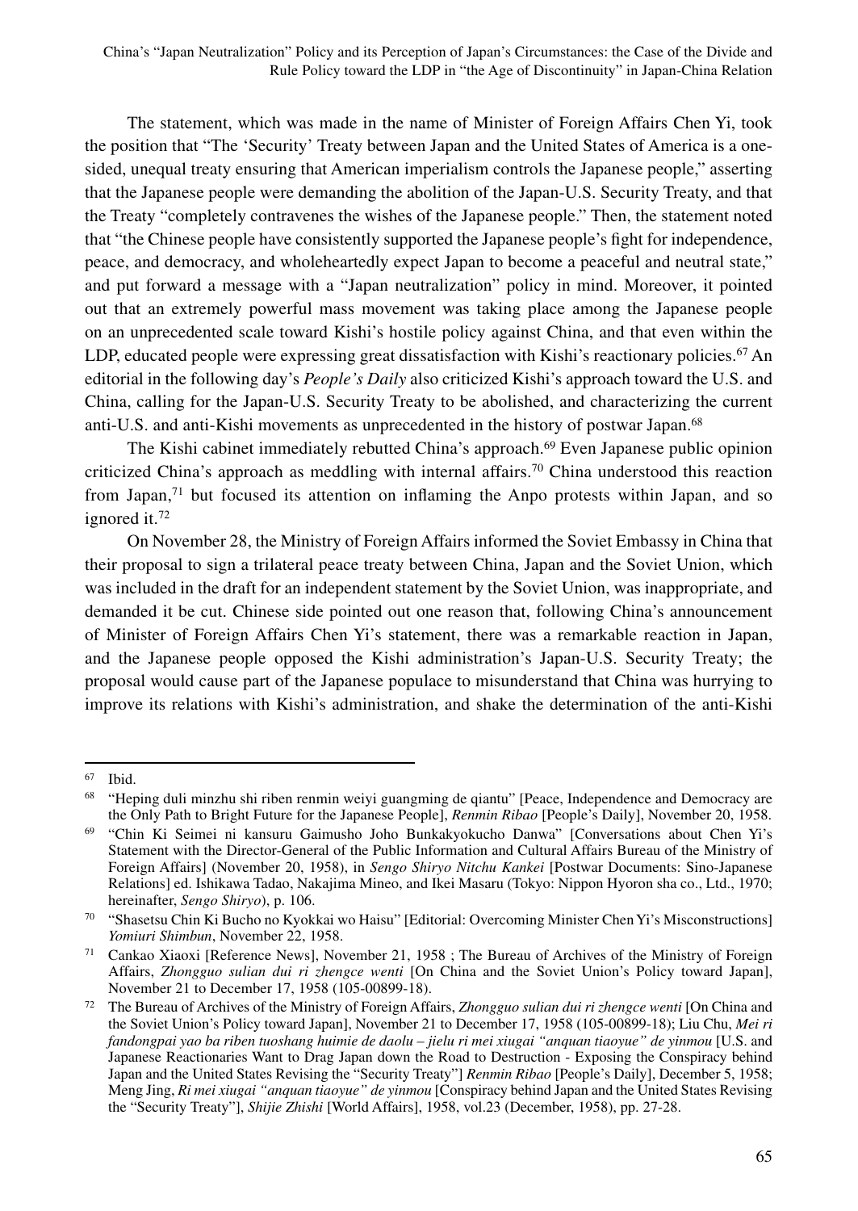The statement, which was made in the name of Minister of Foreign Affairs Chen Yi, took the position that "The 'Security' Treaty between Japan and the United States of America is a one-sided, unequal treaty ensuring that American imperialism controls the Japanese people," asserting that the Japanese people were demanding the abolition of the Japan-U.S. Security Treaty, and that the Treaty "completely contravenes the wishes of the Japanese people." Then, the statement noted that "the Chinese people have consistently supported the Japanese people's fight for independence, peace, and democracy, and wholeheartedly expect Japan to become a peaceful and neutral state," and put forward a message with a "Japan neutralization" policy in mind. Moreover, it pointed out that an extremely powerful mass movement was taking place among the Japanese people on an unprecedented scale toward Kishi's hostile policy against China, and that even within the LDP, educated people were expressing great dissatisfaction with Kishi's reactionary policies.[67] An editorial in the following day's *People's Daily* also criticized Kishi's approach toward the U.S. and China, calling for the Japan-U.S. Security Treaty to be abolished, and characterizing the current anti-U.S. and anti-Kishi movements as unprecedented in the history of postwar Japan.[68]

The Kishi cabinet immediately rebutted China's approach.[69] Even Japanese public opinion criticized China's approach as meddling with internal affairs.[70] China understood this reaction from Japan,[71] but focused its attention on inflaming the Anpo protests within Japan, and so ignored it.[72]

On November 28, the Ministry of Foreign Affairs informed the Soviet Embassy in China that their proposal to sign a trilateral peace treaty between China, Japan and the Soviet Union, which was included in the draft for an independent statement by the Soviet Union, was inappropriate, and demanded it be cut. Chinese side pointed out one reason that, following China's announcement of Minister of Foreign Affairs Chen Yi's statement, there was a remarkable reaction in Japan, and the Japanese people opposed the Kishi administration's Japan-U.S. Security Treaty; the proposal would cause part of the Japanese populace to misunderstand that China was hurrying to improve its relations with Kishi's administration, and shake the determination of the anti-Kishi

---

[67] Ibid.

[68] "Heping duli minzhu shi riben renmin weiyi guangming de qiantu" [Peace, Independence and Democracy are the Only Path to Bright Future for the Japanese People], *Renmin Ribao* [People's Daily], November 20, 1958.

[69] "Chin Ki Seimei ni kansuru Gaimusho Joho Bunkakyokucho Danwa" [Conversations about Chen Yi's Statement with the Director-General of the Public Information and Cultural Affairs Bureau of the Ministry of Foreign Affairs] (November 20, 1958), in *Sengo Shiryo Nitchu Kankei* [Postwar Documents: Sino-Japanese Relations] ed. Ishikawa Tadao, Nakajima Mineo, and Ikei Masaru (Tokyo: Nippon Hyoron sha co., Ltd., 1970; hereinafter, *Sengo Shiryo*), p. 106.

[70] "Shasetsu Chin Ki Bucho no Kyokkai wo Haisu" [Editorial: Overcoming Minister Chen Yi's Misconstructions] *Yomiuri Shimbun*, November 22, 1958.

[71] Cankao Xiaoxi [Reference News], November 21, 1958 ; The Bureau of Archives of the Ministry of Foreign Affairs, *Zhongguo sulian dui ri zhengce wenti* [On China and the Soviet Union's Policy toward Japan], November 21 to December 17, 1958 (105-00899-18).

[72] The Bureau of Archives of the Ministry of Foreign Affairs, *Zhongguo sulian dui ri zhengce wenti* [On China and the Soviet Union's Policy toward Japan], November 21 to December 17, 1958 (105-00899-18); Liu Chu, *Mei ri fandongpai yao ba riben tuoshang huimie de daolu – jielu ri mei xiugai "anquan tiaoyue" de yinmou* [U.S. and Japanese Reactionaries Want to Drag Japan down the Road to Destruction - Exposing the Conspiracy behind Japan and the United States Revising the "Security Treaty"] *Renmin Ribao* [People's Daily], December 5, 1958; Meng Jing, *Ri mei xiugai "anquan tiaoyue" de yinmou* [Conspiracy behind Japan and the United States Revising the "Security Treaty"], *Shijie Zhishi* [World Affairs], 1958, vol.23 (December, 1958), pp. 27-28.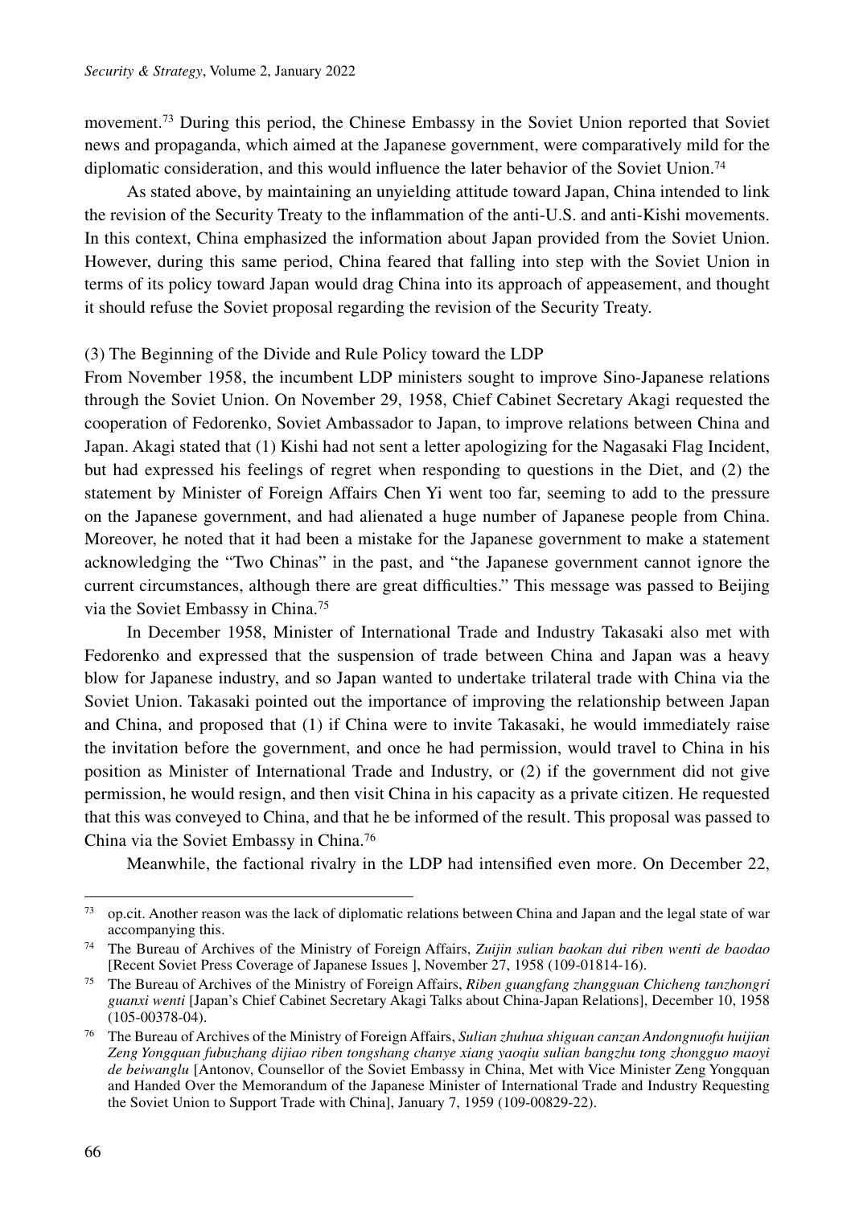movement.[73] During this period, the Chinese Embassy in the Soviet Union reported that Soviet news and propaganda, which aimed at the Japanese government, were comparatively mild for the diplomatic consideration, and this would influence the later behavior of the Soviet Union.[74]

As stated above, by maintaining an unyielding attitude toward Japan, China intended to link the revision of the Security Treaty to the inflammation of the anti-U.S. and anti-Kishi movements. In this context, China emphasized the information about Japan provided from the Soviet Union. However, during this same period, China feared that falling into step with the Soviet Union in terms of its policy toward Japan would drag China into its approach of appeasement, and thought it should refuse the Soviet proposal regarding the revision of the Security Treaty.

(3) The Beginning of the Divide and Rule Policy toward the LDP

From November 1958, the incumbent LDP ministers sought to improve Sino-Japanese relations through the Soviet Union. On November 29, 1958, Chief Cabinet Secretary Akagi requested the cooperation of Fedorenko, Soviet Ambassador to Japan, to improve relations between China and Japan. Akagi stated that (1) Kishi had not sent a letter apologizing for the Nagasaki Flag Incident, but had expressed his feelings of regret when responding to questions in the Diet, and (2) the statement by Minister of Foreign Affairs Chen Yi went too far, seeming to add to the pressure on the Japanese government, and had alienated a huge number of Japanese people from China. Moreover, he noted that it had been a mistake for the Japanese government to make a statement acknowledging the "Two Chinas" in the past, and "the Japanese government cannot ignore the current circumstances, although there are great difficulties." This message was passed to Beijing via the Soviet Embassy in China.[75]

In December 1958, Minister of International Trade and Industry Takasaki also met with Fedorenko and expressed that the suspension of trade between China and Japan was a heavy blow for Japanese industry, and so Japan wanted to undertake trilateral trade with China via the Soviet Union. Takasaki pointed out the importance of improving the relationship between Japan and China, and proposed that (1) if China were to invite Takasaki, he would immediately raise the invitation before the government, and once he had permission, would travel to China in his position as Minister of International Trade and Industry, or (2) if the government did not give permission, he would resign, and then visit China in his capacity as a private citizen. He requested that this was conveyed to China, and that he be informed of the result. This proposal was passed to China via the Soviet Embassy in China.[76]

Meanwhile, the factional rivalry in the LDP had intensified even more. On December 22,

---

[73] op.cit. Another reason was the lack of diplomatic relations between China and Japan and the legal state of war accompanying this.

[74] The Bureau of Archives of the Ministry of Foreign Affairs, *Zuijin sulian baokan dui riben wenti de baodao* [Recent Soviet Press Coverage of Japanese Issues ], November 27, 1958 (109-01814-16).

[75] The Bureau of Archives of the Ministry of Foreign Affairs, *Riben guangfang zhangguan Chicheng tanzhongri guanxi wenti* [Japan's Chief Cabinet Secretary Akagi Talks about China-Japan Relations], December 10, 1958 (105-00378-04).

[76] The Bureau of Archives of the Ministry of Foreign Affairs, *Sulian zhuhua shiguan canzan Andongnuofu huijian Zeng Yongquan fubuzhang dijiao riben tongshang chanye xiang yaoqiu sulian bangzhu tong zhongguo maoyi de beiwanglu* [Antonov, Counsellor of the Soviet Embassy in China, Met with Vice Minister Zeng Yongquan and Handed Over the Memorandum of the Japanese Minister of International Trade and Industry Requesting the Soviet Union to Support Trade with China], January 7, 1959 (109-00829-22).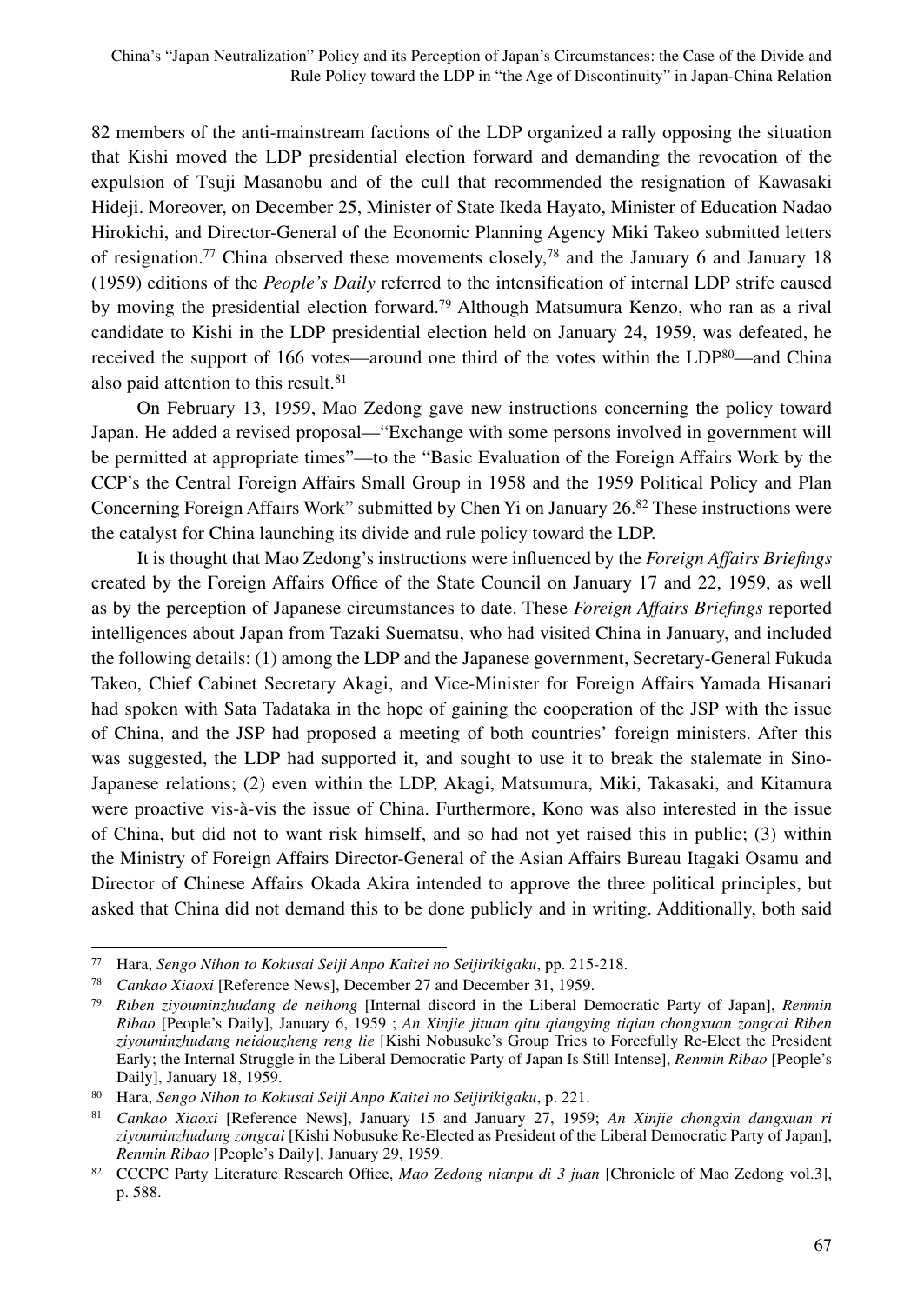82 members of the anti-mainstream factions of the LDP organized a rally opposing the situation that Kishi moved the LDP presidential election forward and demanding the revocation of the expulsion of Tsuji Masanobu and of the cull that recommended the resignation of Kawasaki Hideji. Moreover, on December 25, Minister of State Ikeda Hayato, Minister of Education Nadao Hirokichi, and Director-General of the Economic Planning Agency Miki Takeo submitted letters of resignation.[77] China observed these movements closely,[78] and the January 6 and January 18 (1959) editions of the *People's Daily* referred to the intensification of internal LDP strife caused by moving the presidential election forward.[79] Although Matsumura Kenzo, who ran as a rival candidate to Kishi in the LDP presidential election held on January 24, 1959, was defeated, he received the support of 166 votes—around one third of the votes within the LDP[80]—and China also paid attention to this result.[81]

On February 13, 1959, Mao Zedong gave new instructions concerning the policy toward Japan. He added a revised proposal—"Exchange with some persons involved in government will be permitted at appropriate times"—to the "Basic Evaluation of the Foreign Affairs Work by the CCP's the Central Foreign Affairs Small Group in 1958 and the 1959 Political Policy and Plan Concerning Foreign Affairs Work" submitted by Chen Yi on January 26.[82] These instructions were the catalyst for China launching its divide and rule policy toward the LDP.

It is thought that Mao Zedong's instructions were influenced by the *Foreign Affairs Briefings* created by the Foreign Affairs Office of the State Council on January 17 and 22, 1959, as well as by the perception of Japanese circumstances to date. These *Foreign Affairs Briefings* reported intelligences about Japan from Tazaki Suematsu, who had visited China in January, and included the following details: (1) among the LDP and the Japanese government, Secretary-General Fukuda Takeo, Chief Cabinet Secretary Akagi, and Vice-Minister for Foreign Affairs Yamada Hisanari had spoken with Sata Tadataka in the hope of gaining the cooperation of the JSP with the issue of China, and the JSP had proposed a meeting of both countries' foreign ministers. After this was suggested, the LDP had supported it, and sought to use it to break the stalemate in Sino-Japanese relations; (2) even within the LDP, Akagi, Matsumura, Miki, Takasaki, and Kitamura were proactive vis-à-vis the issue of China. Furthermore, Kono was also interested in the issue of China, but did not to want risk himself, and so had not yet raised this in public; (3) within the Ministry of Foreign Affairs Director-General of the Asian Affairs Bureau Itagaki Osamu and Director of Chinese Affairs Okada Akira intended to approve the three political principles, but asked that China did not demand this to be done publicly and in writing. Additionally, both said

---

[77] Hara, *Sengo Nihon to Kokusai Seiji Anpo Kaitei no Seijirikigaku*, pp. 215-218.

[78] *Cankao Xiaoxi* [Reference News], December 27 and December 31, 1959.

[79] *Riben ziyouminzhudang de neihong* [Internal discord in the Liberal Democratic Party of Japan], *Renmin Ribao* [People's Daily], January 6, 1959 ; *An Xinjie jituan qitu qiangying tiqian chongxuan zongcai Riben ziyouminzhudang neidouzheng reng lie* [Kishi Nobusuke's Group Tries to Forcefully Re-Elect the President Early; the Internal Struggle in the Liberal Democratic Party of Japan Is Still Intense], *Renmin Ribao* [People's Daily], January 18, 1959.

[80] Hara, *Sengo Nihon to Kokusai Seiji Anpo Kaitei no Seijirikigaku*, p. 221.

[81] *Cankao Xiaoxi* [Reference News], January 15 and January 27, 1959; *An Xinjie chongxin dangxuan ri ziyouminzhudang zongcai* [Kishi Nobusuke Re-Elected as President of the Liberal Democratic Party of Japan], *Renmin Ribao* [People's Daily], January 29, 1959.

[82] CCCPC Party Literature Research Office, *Mao Zedong nianpu di 3 juan* [Chronicle of Mao Zedong vol.3], p. 588.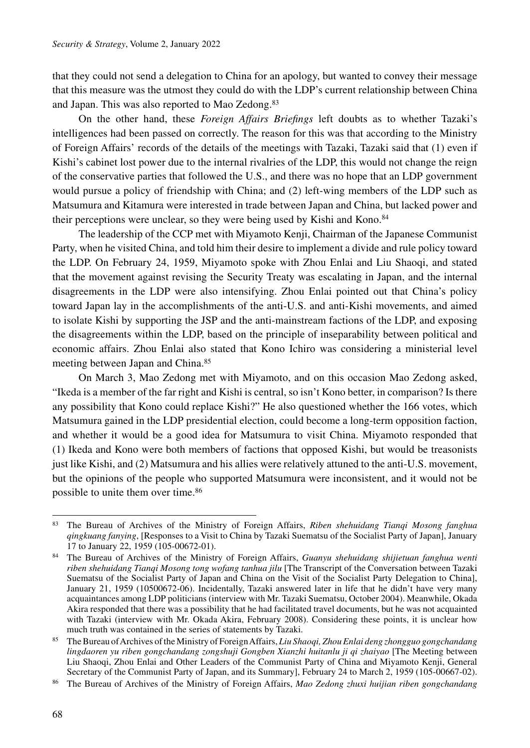that they could not send a delegation to China for an apology, but wanted to convey their message that this measure was the utmost they could do with the LDP's current relationship between China and Japan. This was also reported to Mao Zedong.[83]

On the other hand, these *Foreign Affairs Briefings* left doubts as to whether Tazaki's intelligences had been passed on correctly. The reason for this was that according to the Ministry of Foreign Affairs' records of the details of the meetings with Tazaki, Tazaki said that (1) even if Kishi's cabinet lost power due to the internal rivalries of the LDP, this would not change the reign of the conservative parties that followed the U.S., and there was no hope that an LDP government would pursue a policy of friendship with China; and (2) left-wing members of the LDP such as Matsumura and Kitamura were interested in trade between Japan and China, but lacked power and their perceptions were unclear, so they were being used by Kishi and Kono.[84]

The leadership of the CCP met with Miyamoto Kenji, Chairman of the Japanese Communist Party, when he visited China, and told him their desire to implement a divide and rule policy toward the LDP. On February 24, 1959, Miyamoto spoke with Zhou Enlai and Liu Shaoqi, and stated that the movement against revising the Security Treaty was escalating in Japan, and the internal disagreements in the LDP were also intensifying. Zhou Enlai pointed out that China's policy toward Japan lay in the accomplishments of the anti-U.S. and anti-Kishi movements, and aimed to isolate Kishi by supporting the JSP and the anti-mainstream factions of the LDP, and exposing the disagreements within the LDP, based on the principle of inseparability between political and economic affairs. Zhou Enlai also stated that Kono Ichiro was considering a ministerial level meeting between Japan and China.[85]

On March 3, Mao Zedong met with Miyamoto, and on this occasion Mao Zedong asked, "Ikeda is a member of the far right and Kishi is central, so isn't Kono better, in comparison? Is there any possibility that Kono could replace Kishi?" He also questioned whether the 166 votes, which Matsumura gained in the LDP presidential election, could become a long-term opposition faction, and whether it would be a good idea for Matsumura to visit China. Miyamoto responded that (1) Ikeda and Kono were both members of factions that opposed Kishi, but would be treasonists just like Kishi, and (2) Matsumura and his allies were relatively attuned to the anti-U.S. movement, but the opinions of the people who supported Matsumura were inconsistent, and it would not be possible to unite them over time.[86]

---

[83] The Bureau of Archives of the Ministry of Foreign Affairs, *Riben shehuidang Tianqi Mosong fanghua qingkuang fanying*, [Responses to a Visit to China by Tazaki Suematsu of the Socialist Party of Japan], January 17 to January 22, 1959 (105-00672-01).

[84] The Bureau of Archives of the Ministry of Foreign Affairs, *Guanyu shehuidang shijietuan fanghua wenti riben shehuidang Tianqi Mosong tong wofang tanhua jilu* [The Transcript of the Conversation between Tazaki Suematsu of the Socialist Party of Japan and China on the Visit of the Socialist Party Delegation to China], January 21, 1959 (10500672-06). Incidentally, Tazaki answered later in life that he didn't have very many acquaintances among LDP politicians (interview with Mr. Tazaki Suematsu, October 2004). Meanwhile, Okada Akira responded that there was a possibility that he had facilitated travel documents, but he was not acquainted with Tazaki (interview with Mr. Okada Akira, February 2008). Considering these points, it is unclear how much truth was contained in the series of statements by Tazaki.

[85] The Bureau of Archives of the Ministry of Foreign Affairs, *Liu Shaoqi, Zhou Enlai deng zhongguo gongchandang lingdaoren yu riben gongchandang zongshuji Gongben Xianzhi huitanlu ji qi zhaiyao* [The Meeting between Liu Shaoqi, Zhou Enlai and Other Leaders of the Communist Party of China and Miyamoto Kenji, General Secretary of the Communist Party of Japan, and its Summary], February 24 to March 2, 1959 (105-00667-02).

[86] The Bureau of Archives of the Ministry of Foreign Affairs, *Mao Zedong zhuxi huijian riben gongchandang*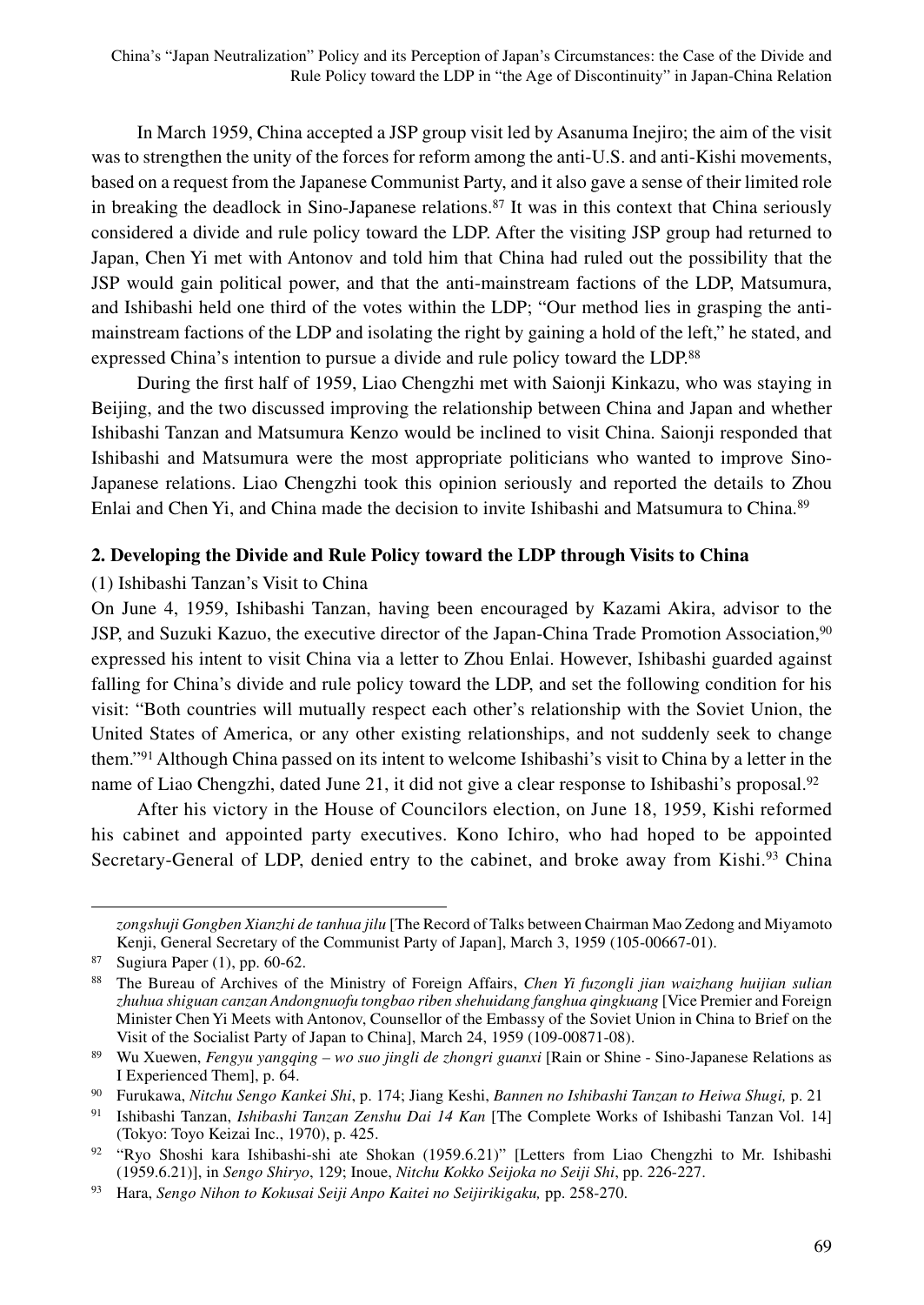In March 1959, China accepted a JSP group visit led by Asanuma Inejiro; the aim of the visit was to strengthen the unity of the forces for reform among the anti-U.S. and anti-Kishi movements, based on a request from the Japanese Communist Party, and it also gave a sense of their limited role in breaking the deadlock in Sino-Japanese relations.[87] It was in this context that China seriously considered a divide and rule policy toward the LDP. After the visiting JSP group had returned to Japan, Chen Yi met with Antonov and told him that China had ruled out the possibility that the JSP would gain political power, and that the anti-mainstream factions of the LDP, Matsumura, and Ishibashi held one third of the votes within the LDP; "Our method lies in grasping the anti-mainstream factions of the LDP and isolating the right by gaining a hold of the left," he stated, and expressed China's intention to pursue a divide and rule policy toward the LDP.[88]

During the first half of 1959, Liao Chengzhi met with Saionji Kinkazu, who was staying in Beijing, and the two discussed improving the relationship between China and Japan and whether Ishibashi Tanzan and Matsumura Kenzo would be inclined to visit China. Saionji responded that Ishibashi and Matsumura were the most appropriate politicians who wanted to improve Sino-Japanese relations. Liao Chengzhi took this opinion seriously and reported the details to Zhou Enlai and Chen Yi, and China made the decision to invite Ishibashi and Matsumura to China.[89]

**2. Developing the Divide and Rule Policy toward the LDP through Visits to China**

(1) Ishibashi Tanzan's Visit to China

On June 4, 1959, Ishibashi Tanzan, having been encouraged by Kazami Akira, advisor to the JSP, and Suzuki Kazuo, the executive director of the Japan-China Trade Promotion Association,[90] expressed his intent to visit China via a letter to Zhou Enlai. However, Ishibashi guarded against falling for China's divide and rule policy toward the LDP, and set the following condition for his visit: "Both countries will mutually respect each other's relationship with the Soviet Union, the United States of America, or any other existing relationships, and not suddenly seek to change them."[91] Although China passed on its intent to welcome Ishibashi's visit to China by a letter in the name of Liao Chengzhi, dated June 21, it did not give a clear response to Ishibashi's proposal.[92]

After his victory in the House of Councilors election, on June 18, 1959, Kishi reformed his cabinet and appointed party executives. Kono Ichiro, who had hoped to be appointed Secretary-General of LDP, denied entry to the cabinet, and broke away from Kishi.[93] China

---

*zongshuji Gongben Xianzhi de tanhua jilu* [The Record of Talks between Chairman Mao Zedong and Miyamoto Kenji, General Secretary of the Communist Party of Japan], March 3, 1959 (105-00667-01).

[87] Sugiura Paper (1), pp. 60-62.

[88] The Bureau of Archives of the Ministry of Foreign Affairs, *Chen Yi fuzongli jian waizhang huijian sulian zhuhua shiguan canzan Andongnuofu tongbao riben shehuidang fanghua qingkuang* [Vice Premier and Foreign Minister Chen Yi Meets with Antonov, Counsellor of the Embassy of the Soviet Union in China to Brief on the Visit of the Socialist Party of Japan to China], March 24, 1959 (109-00871-08).

[89] Wu Xuewen, *Fengyu yangqing – wo suo jingli de zhongri guanxi* [Rain or Shine - Sino-Japanese Relations as I Experienced Them], p. 64.

[90] Furukawa, *Nitchu Sengo Kankei Shi*, p. 174; Jiang Keshi, *Bannen no Ishibashi Tanzan to Heiwa Shugi,* p. 21

[91] Ishibashi Tanzan, *Ishibashi Tanzan Zenshu Dai 14 Kan* [The Complete Works of Ishibashi Tanzan Vol. 14] (Tokyo: Toyo Keizai Inc., 1970), p. 425.

[92] "Ryo Shoshi kara Ishibashi-shi ate Shokan (1959.6.21)" [Letters from Liao Chengzhi to Mr. Ishibashi (1959.6.21)], in *Sengo Shiryo*, 129; Inoue, *Nitchu Kokko Seijoka no Seiji Shi*, pp. 226-227.

[93] Hara, *Sengo Nihon to Kokusai Seiji Anpo Kaitei no Seijirikigaku,* pp. 258-270.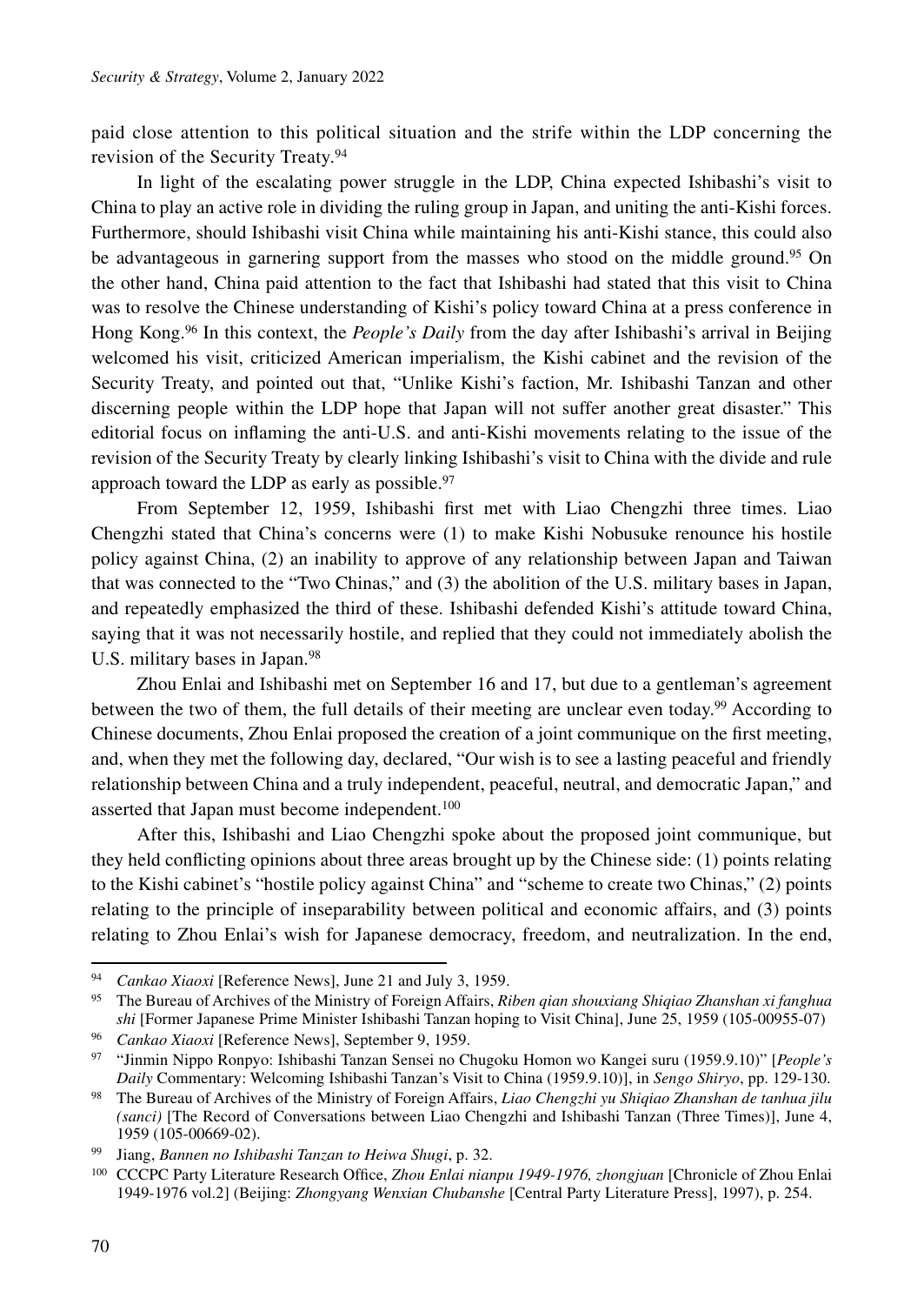paid close attention to this political situation and the strife within the LDP concerning the revision of the Security Treaty.[94]

In light of the escalating power struggle in the LDP, China expected Ishibashi's visit to China to play an active role in dividing the ruling group in Japan, and uniting the anti-Kishi forces. Furthermore, should Ishibashi visit China while maintaining his anti-Kishi stance, this could also be advantageous in garnering support from the masses who stood on the middle ground.[95] On the other hand, China paid attention to the fact that Ishibashi had stated that this visit to China was to resolve the Chinese understanding of Kishi's policy toward China at a press conference in Hong Kong.[96] In this context, the *People's Daily* from the day after Ishibashi's arrival in Beijing welcomed his visit, criticized American imperialism, the Kishi cabinet and the revision of the Security Treaty, and pointed out that, "Unlike Kishi's faction, Mr. Ishibashi Tanzan and other discerning people within the LDP hope that Japan will not suffer another great disaster." This editorial focus on inflaming the anti-U.S. and anti-Kishi movements relating to the issue of the revision of the Security Treaty by clearly linking Ishibashi's visit to China with the divide and rule approach toward the LDP as early as possible.[97]

From September 12, 1959, Ishibashi first met with Liao Chengzhi three times. Liao Chengzhi stated that China's concerns were (1) to make Kishi Nobusuke renounce his hostile policy against China, (2) an inability to approve of any relationship between Japan and Taiwan that was connected to the "Two Chinas," and (3) the abolition of the U.S. military bases in Japan, and repeatedly emphasized the third of these. Ishibashi defended Kishi's attitude toward China, saying that it was not necessarily hostile, and replied that they could not immediately abolish the U.S. military bases in Japan.[98]

Zhou Enlai and Ishibashi met on September 16 and 17, but due to a gentleman's agreement between the two of them, the full details of their meeting are unclear even today.[99] According to Chinese documents, Zhou Enlai proposed the creation of a joint communique on the first meeting, and, when they met the following day, declared, "Our wish is to see a lasting peaceful and friendly relationship between China and a truly independent, peaceful, neutral, and democratic Japan," and asserted that Japan must become independent.[100]

After this, Ishibashi and Liao Chengzhi spoke about the proposed joint communique, but they held conflicting opinions about three areas brought up by the Chinese side: (1) points relating to the Kishi cabinet's "hostile policy against China" and "scheme to create two Chinas," (2) points relating to the principle of inseparability between political and economic affairs, and (3) points relating to Zhou Enlai's wish for Japanese democracy, freedom, and neutralization. In the end,

---

[94] *Cankao Xiaoxi* [Reference News], June 21 and July 3, 1959.

[95] The Bureau of Archives of the Ministry of Foreign Affairs, *Riben qian shouxiang Shiqiao Zhanshan xi fanghua shi* [Former Japanese Prime Minister Ishibashi Tanzan hoping to Visit China], June 25, 1959 (105-00955-07)

[96] *Cankao Xiaoxi* [Reference News], September 9, 1959.

[97] "Jinmin Nippo Ronpyo: Ishibashi Tanzan Sensei no Chugoku Homon wo Kangei suru (1959.9.10)" [*People's Daily* Commentary: Welcoming Ishibashi Tanzan's Visit to China (1959.9.10)], in *Sengo Shiryo*, pp. 129-130.

[98] The Bureau of Archives of the Ministry of Foreign Affairs, *Liao Chengzhi yu Shiqiao Zhanshan de tanhua jilu (sanci)* [The Record of Conversations between Liao Chengzhi and Ishibashi Tanzan (Three Times)], June 4, 1959 (105-00669-02).

[99] Jiang, *Bannen no Ishibashi Tanzan to Heiwa Shugi*, p. 32.

[100] CCCPC Party Literature Research Office, *Zhou Enlai nianpu 1949-1976, zhongjuan* [Chronicle of Zhou Enlai 1949-1976 vol.2] (Beijing: *Zhongyang Wenxian Chubanshe* [Central Party Literature Press], 1997), p. 254.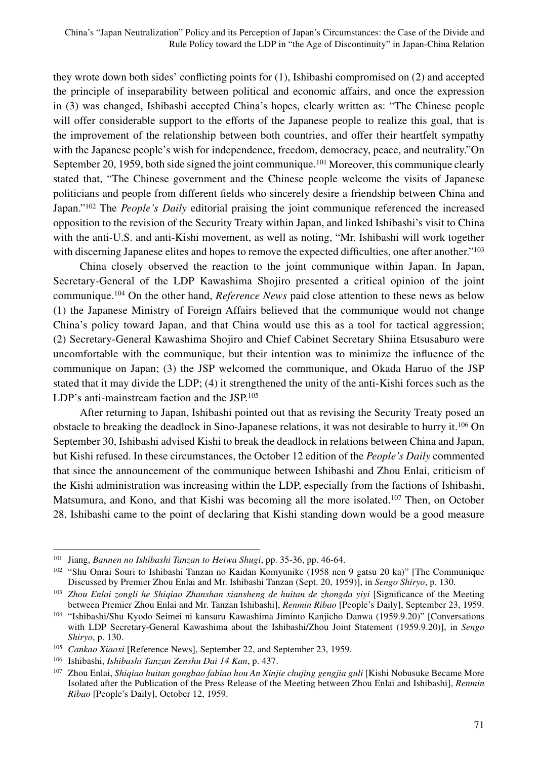they wrote down both sides' conflicting points for (1), Ishibashi compromised on (2) and accepted the principle of inseparability between political and economic affairs, and once the expression in (3) was changed, Ishibashi accepted China's hopes, clearly written as: "The Chinese people will offer considerable support to the efforts of the Japanese people to realize this goal, that is the improvement of the relationship between both countries, and offer their heartfelt sympathy with the Japanese people's wish for independence, freedom, democracy, peace, and neutrality."On September 20, 1959, both side signed the joint communique.[101] Moreover, this communique clearly stated that, "The Chinese government and the Chinese people welcome the visits of Japanese politicians and people from different fields who sincerely desire a friendship between China and Japan."[102] The *People's Daily* editorial praising the joint communique referenced the increased opposition to the revision of the Security Treaty within Japan, and linked Ishibashi's visit to China with the anti-U.S. and anti-Kishi movement, as well as noting, "Mr. Ishibashi will work together with discerning Japanese elites and hopes to remove the expected difficulties, one after another."[103]

China closely observed the reaction to the joint communique within Japan. In Japan, Secretary-General of the LDP Kawashima Shojiro presented a critical opinion of the joint communique.[104] On the other hand, *Reference News* paid close attention to these news as below (1) the Japanese Ministry of Foreign Affairs believed that the communique would not change China's policy toward Japan, and that China would use this as a tool for tactical aggression; (2) Secretary-General Kawashima Shojiro and Chief Cabinet Secretary Shiina Etsusaburo were uncomfortable with the communique, but their intention was to minimize the influence of the communique on Japan; (3) the JSP welcomed the communique, and Okada Haruo of the JSP stated that it may divide the LDP; (4) it strengthened the unity of the anti-Kishi forces such as the LDP's anti-mainstream faction and the JSP.[105]

After returning to Japan, Ishibashi pointed out that as revising the Security Treaty posed an obstacle to breaking the deadlock in Sino-Japanese relations, it was not desirable to hurry it.[106] On September 30, Ishibashi advised Kishi to break the deadlock in relations between China and Japan, but Kishi refused. In these circumstances, the October 12 edition of the *People's Daily* commented that since the announcement of the communique between Ishibashi and Zhou Enlai, criticism of the Kishi administration was increasing within the LDP, especially from the factions of Ishibashi, Matsumura, and Kono, and that Kishi was becoming all the more isolated.[107] Then, on October 28, Ishibashi came to the point of declaring that Kishi standing down would be a good measure

---

[101] Jiang, *Bannen no Ishibashi Tanzan to Heiwa Shugi*, pp. 35-36, pp. 46-64.

[102] "Shu Onrai Souri to Ishibashi Tanzan no Kaidan Komyunike (1958 nen 9 gatsu 20 ka)" [The Communique Discussed by Premier Zhou Enlai and Mr. Ishibashi Tanzan (Sept. 20, 1959)], in *Sengo Shiryo*, p. 130.

[103] *Zhou Enlai zongli he Shiqiao Zhanshan xiansheng de huitan de zhongda yiyi* [Significance of the Meeting between Premier Zhou Enlai and Mr. Tanzan Ishibashi], *Renmin Ribao* [People's Daily], September 23, 1959.

[104] "Ishibashi/Shu Kyodo Seimei ni kansuru Kawashima Jiminto Kanjicho Danwa (1959.9.20)" [Conversations with LDP Secretary-General Kawashima about the Ishibashi/Zhou Joint Statement (1959.9.20)], in *Sengo Shiryo*, p. 130.

[105] *Cankao Xiaoxi* [Reference News], September 22, and September 23, 1959.

[106] Ishibashi, *Ishibashi Tanzan Zenshu Dai 14 Kan*, p. 437.

[107] Zhou Enlai, *Shiqiao huitan gongbao fabiao hou An Xinjie chujing gengjia guli* [Kishi Nobusuke Became More Isolated after the Publication of the Press Release of the Meeting between Zhou Enlai and Ishibashi], *Renmin Ribao* [People's Daily], October 12, 1959.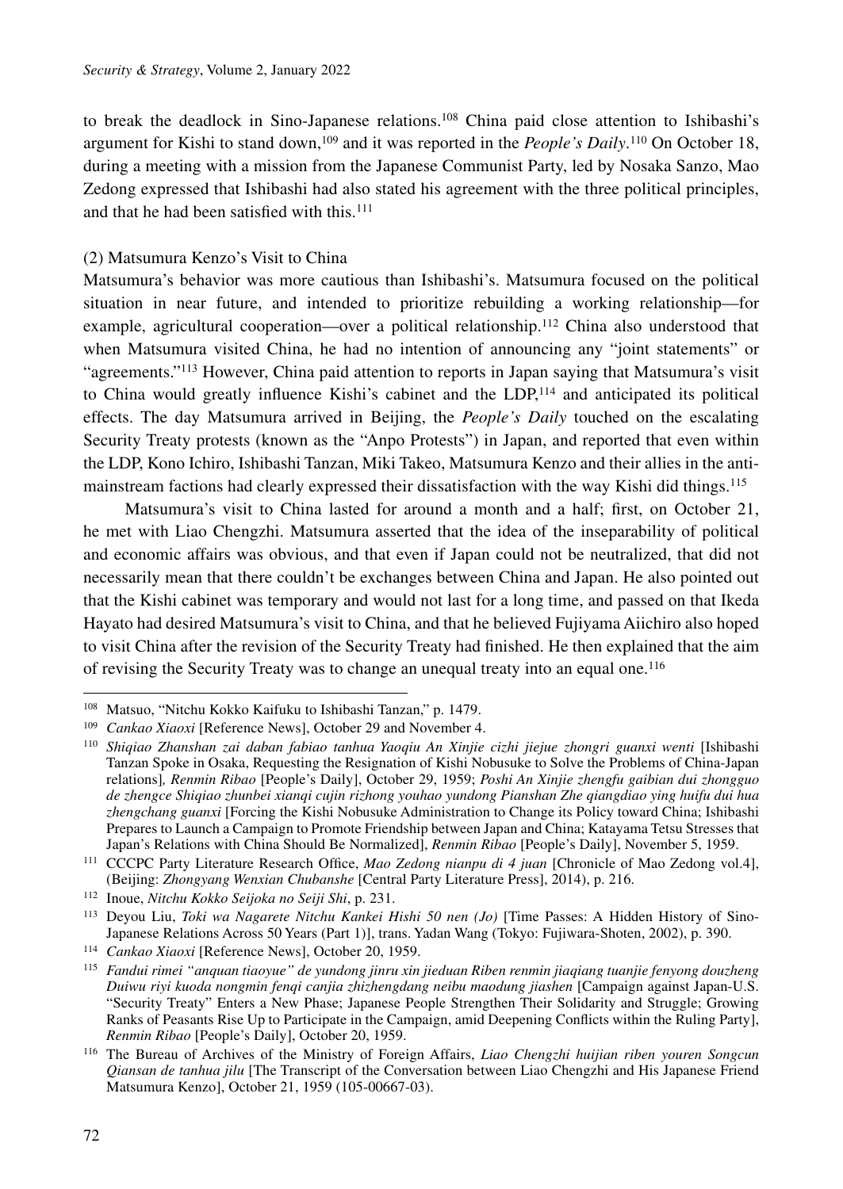to break the deadlock in Sino-Japanese relations.[108] China paid close attention to Ishibashi's argument for Kishi to stand down,[109] and it was reported in the *People's Daily*.[110] On October 18, during a meeting with a mission from the Japanese Communist Party, led by Nosaka Sanzo, Mao Zedong expressed that Ishibashi had also stated his agreement with the three political principles, and that he had been satisfied with this.[111]

(2) Matsumura Kenzo's Visit to China

Matsumura's behavior was more cautious than Ishibashi's. Matsumura focused on the political situation in near future, and intended to prioritize rebuilding a working relationship—for example, agricultural cooperation—over a political relationship.[112] China also understood that when Matsumura visited China, he had no intention of announcing any "joint statements" or "agreements."[113] However, China paid attention to reports in Japan saying that Matsumura's visit to China would greatly influence Kishi's cabinet and the LDP,[114] and anticipated its political effects. The day Matsumura arrived in Beijing, the *People's Daily* touched on the escalating Security Treaty protests (known as the "Anpo Protests") in Japan, and reported that even within the LDP, Kono Ichiro, Ishibashi Tanzan, Miki Takeo, Matsumura Kenzo and their allies in the anti-mainstream factions had clearly expressed their dissatisfaction with the way Kishi did things.[115]

Matsumura's visit to China lasted for around a month and a half; first, on October 21, he met with Liao Chengzhi. Matsumura asserted that the idea of the inseparability of political and economic affairs was obvious, and that even if Japan could not be neutralized, that did not necessarily mean that there couldn't be exchanges between China and Japan. He also pointed out that the Kishi cabinet was temporary and would not last for a long time, and passed on that Ikeda Hayato had desired Matsumura's visit to China, and that he believed Fujiyama Aiichiro also hoped to visit China after the revision of the Security Treaty had finished. He then explained that the aim of revising the Security Treaty was to change an unequal treaty into an equal one.[116]

---

[108] Matsuo, "Nitchu Kokko Kaifuku to Ishibashi Tanzan," p. 1479.

[109] *Cankao Xiaoxi* [Reference News], October 29 and November 4.

[110] *Shiqiao Zhanshan zai daban fabiao tanhua Yaoqiu An Xinjie cizhi jiejue zhongri guanxi wenti* [Ishibashi Tanzan Spoke in Osaka, Requesting the Resignation of Kishi Nobusuke to Solve the Problems of China-Japan relations], *Renmin Ribao* [People's Daily], October 29, 1959; *Poshi An Xinjie zhengfu gaibian dui zhongguo de zhengce Shiqiao zhunbei xianqi cujin rizhong youhao yundong Pianshan Zhe qiangdiao ying huifu dui hua zhengchang guanxi* [Forcing the Kishi Nobusuke Administration to Change its Policy toward China; Ishibashi Prepares to Launch a Campaign to Promote Friendship between Japan and China; Katayama Tetsu Stresses that Japan's Relations with China Should Be Normalized], *Renmin Ribao* [People's Daily], November 5, 1959.

[111] CCCPC Party Literature Research Office, *Mao Zedong nianpu di 4 juan* [Chronicle of Mao Zedong vol.4], (Beijing: *Zhongyang Wenxian Chubanshe* [Central Party Literature Press], 2014), p. 216.

[112] Inoue, *Nitchu Kokko Seijoka no Seiji Shi*, p. 231.

[113] Deyou Liu, *Toki wa Nagarete Nitchu Kankei Hishi 50 nen (Jo)* [Time Passes: A Hidden History of Sino-Japanese Relations Across 50 Years (Part 1)], trans. Yadan Wang (Tokyo: Fujiwara-Shoten, 2002), p. 390.

[114] *Cankao Xiaoxi* [Reference News], October 20, 1959.

[115] *Fandui rimei "anquan tiaoyue" de yundong jinru xin jieduan Riben renmin jiaqiang tuanjie fenyong douzheng Duiwu riyi kuoda nongmin fenqi canjia zhizhengdang neibu maodung jiashen* [Campaign against Japan-U.S. "Security Treaty" Enters a New Phase; Japanese People Strengthen Their Solidarity and Struggle; Growing Ranks of Peasants Rise Up to Participate in the Campaign, amid Deepening Conflicts within the Ruling Party], *Renmin Ribao* [People's Daily], October 20, 1959.

[116] The Bureau of Archives of the Ministry of Foreign Affairs, *Liao Chengzhi huijian riben youren Songcun Qiansan de tanhua jilu* [The Transcript of the Conversation between Liao Chengzhi and His Japanese Friend Matsumura Kenzo], October 21, 1959 (105-00667-03).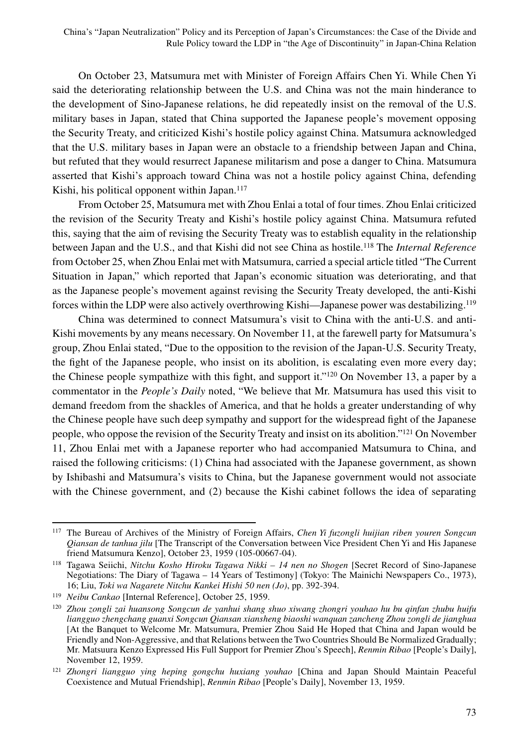On October 23, Matsumura met with Minister of Foreign Affairs Chen Yi. While Chen Yi said the deteriorating relationship between the U.S. and China was not the main hinderance to the development of Sino-Japanese relations, he did repeatedly insist on the removal of the U.S. military bases in Japan, stated that China supported the Japanese people's movement opposing the Security Treaty, and criticized Kishi's hostile policy against China. Matsumura acknowledged that the U.S. military bases in Japan were an obstacle to a friendship between Japan and China, but refuted that they would resurrect Japanese militarism and pose a danger to China. Matsumura asserted that Kishi's approach toward China was not a hostile policy against China, defending Kishi, his political opponent within Japan.[117]

From October 25, Matsumura met with Zhou Enlai a total of four times. Zhou Enlai criticized the revision of the Security Treaty and Kishi's hostile policy against China. Matsumura refuted this, saying that the aim of revising the Security Treaty was to establish equality in the relationship between Japan and the U.S., and that Kishi did not see China as hostile.[118] The *Internal Reference* from October 25, when Zhou Enlai met with Matsumura, carried a special article titled "The Current Situation in Japan," which reported that Japan's economic situation was deteriorating, and that as the Japanese people's movement against revising the Security Treaty developed, the anti-Kishi forces within the LDP were also actively overthrowing Kishi—Japanese power was destabilizing.[119]

China was determined to connect Matsumura's visit to China with the anti-U.S. and anti-Kishi movements by any means necessary. On November 11, at the farewell party for Matsumura's group, Zhou Enlai stated, "Due to the opposition to the revision of the Japan-U.S. Security Treaty, the fight of the Japanese people, who insist on its abolition, is escalating even more every day; the Chinese people sympathize with this fight, and support it."[120] On November 13, a paper by a commentator in the *People's Daily* noted, "We believe that Mr. Matsumura has used this visit to demand freedom from the shackles of America, and that he holds a greater understanding of why the Chinese people have such deep sympathy and support for the widespread fight of the Japanese people, who oppose the revision of the Security Treaty and insist on its abolition."[121] On November 11, Zhou Enlai met with a Japanese reporter who had accompanied Matsumura to China, and raised the following criticisms: (1) China had associated with the Japanese government, as shown by Ishibashi and Matsumura's visits to China, but the Japanese government would not associate with the Chinese government, and (2) because the Kishi cabinet follows the idea of separating

---

[117] The Bureau of Archives of the Ministry of Foreign Affairs, *Chen Yi fuzongli huijian riben youren Songcun Qiansan de tanhua jilu* [The Transcript of the Conversation between Vice President Chen Yi and His Japanese friend Matsumura Kenzo], October 23, 1959 (105-00667-04).

[118] Tagawa Seiichi, *Nitchu Kosho Hiroku Tagawa Nikki – 14 nen no Shogen* [Secret Record of Sino-Japanese Negotiations: The Diary of Tagawa – 14 Years of Testimony] (Tokyo: The Mainichi Newspapers Co., 1973), 16; Liu, *Toki wa Nagarete Nitchu Kankei Hishi 50 nen (Jo)*, pp. 392-394.

[119] *Neibu Cankao* [Internal Reference], October 25, 1959.

[120] *Zhou zongli zai huansong Songcun de yanhui shang shuo xiwang zhongri youhao hu bu qinfan zhubu huifu liangguo zhengchang guanxi Songcun Qiansan xiansheng biaoshi wanquan zancheng Zhou zongli de jianghua* [At the Banquet to Welcome Mr. Matsumura, Premier Zhou Said He Hoped that China and Japan would be Friendly and Non-Aggressive, and that Relations between the Two Countries Should Be Normalized Gradually; Mr. Matsuura Kenzo Expressed His Full Support for Premier Zhou's Speech], *Renmin Ribao* [People's Daily], November 12, 1959.

[121] *Zhongri liangguo ying heping gongchu huxiang youhao* [China and Japan Should Maintain Peaceful Coexistence and Mutual Friendship], *Renmin Ribao* [People's Daily], November 13, 1959.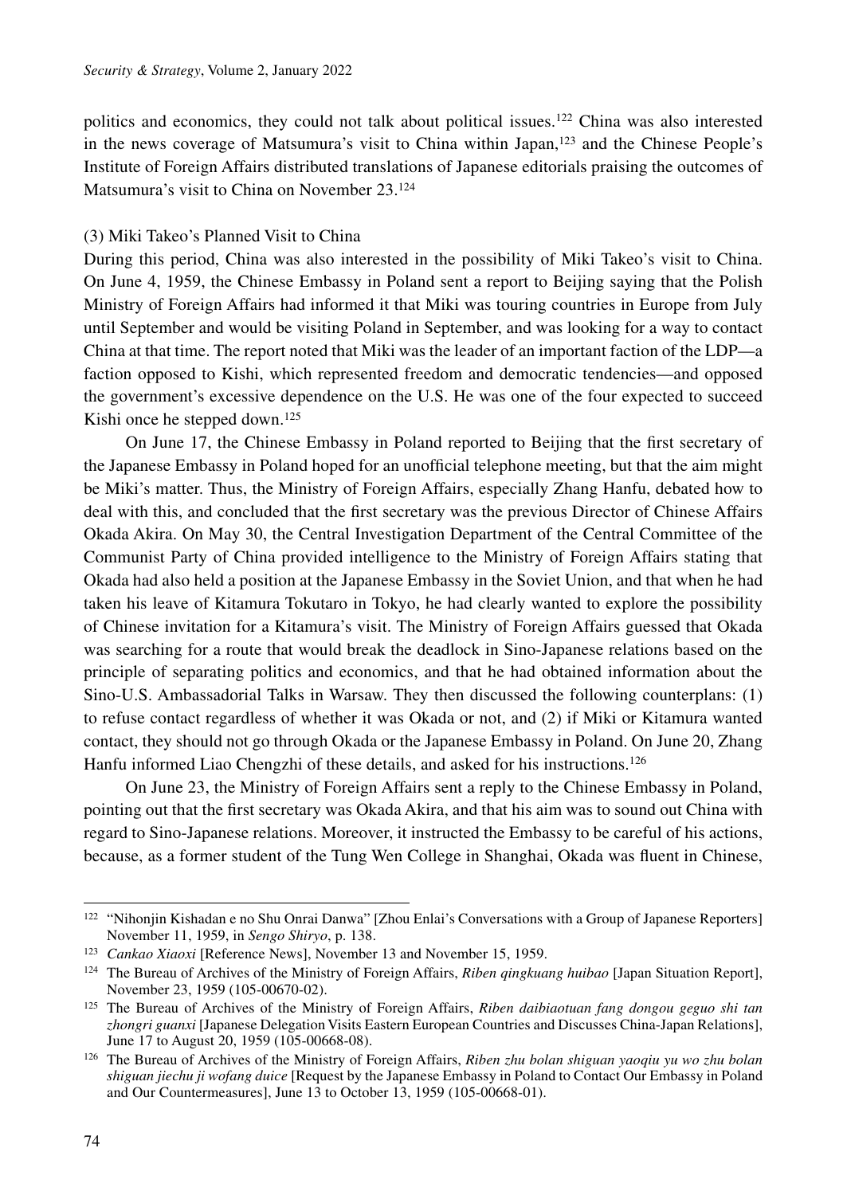politics and economics, they could not talk about political issues.[122] China was also interested in the news coverage of Matsumura's visit to China within Japan,[123] and the Chinese People's Institute of Foreign Affairs distributed translations of Japanese editorials praising the outcomes of Matsumura's visit to China on November 23.[124]

### (3) Miki Takeo's Planned Visit to China

During this period, China was also interested in the possibility of Miki Takeo's visit to China. On June 4, 1959, the Chinese Embassy in Poland sent a report to Beijing saying that the Polish Ministry of Foreign Affairs had informed it that Miki was touring countries in Europe from July until September and would be visiting Poland in September, and was looking for a way to contact China at that time. The report noted that Miki was the leader of an important faction of the LDP—a faction opposed to Kishi, which represented freedom and democratic tendencies—and opposed the government's excessive dependence on the U.S. He was one of the four expected to succeed Kishi once he stepped down.[125]

On June 17, the Chinese Embassy in Poland reported to Beijing that the first secretary of the Japanese Embassy in Poland hoped for an unofficial telephone meeting, but that the aim might be Miki's matter. Thus, the Ministry of Foreign Affairs, especially Zhang Hanfu, debated how to deal with this, and concluded that the first secretary was the previous Director of Chinese Affairs Okada Akira. On May 30, the Central Investigation Department of the Central Committee of the Communist Party of China provided intelligence to the Ministry of Foreign Affairs stating that Okada had also held a position at the Japanese Embassy in the Soviet Union, and that when he had taken his leave of Kitamura Tokutaro in Tokyo, he had clearly wanted to explore the possibility of Chinese invitation for a Kitamura's visit. The Ministry of Foreign Affairs guessed that Okada was searching for a route that would break the deadlock in Sino-Japanese relations based on the principle of separating politics and economics, and that he had obtained information about the Sino-U.S. Ambassadorial Talks in Warsaw. They then discussed the following counterplans: (1) to refuse contact regardless of whether it was Okada or not, and (2) if Miki or Kitamura wanted contact, they should not go through Okada or the Japanese Embassy in Poland. On June 20, Zhang Hanfu informed Liao Chengzhi of these details, and asked for his instructions.[126]

On June 23, the Ministry of Foreign Affairs sent a reply to the Chinese Embassy in Poland, pointing out that the first secretary was Okada Akira, and that his aim was to sound out China with regard to Sino-Japanese relations. Moreover, it instructed the Embassy to be careful of his actions, because, as a former student of the Tung Wen College in Shanghai, Okada was fluent in Chinese,

---

[122] "Nihonjin Kishadan e no Shu Onrai Danwa" [Zhou Enlai's Conversations with a Group of Japanese Reporters] November 11, 1959, in *Sengo Shiryo*, p. 138.

[123] *Cankao Xiaoxi* [Reference News], November 13 and November 15, 1959.

[124] The Bureau of Archives of the Ministry of Foreign Affairs, *Riben qingkuang huibao* [Japan Situation Report], November 23, 1959 (105-00670-02).

[125] The Bureau of Archives of the Ministry of Foreign Affairs, *Riben daibiaotuan fang dongou geguo shi tan zhongri guanxi* [Japanese Delegation Visits Eastern European Countries and Discusses China-Japan Relations], June 17 to August 20, 1959 (105-00668-08).

[126] The Bureau of Archives of the Ministry of Foreign Affairs, *Riben zhu bolan shiguan yaoqiu yu wo zhu bolan shiguan jiechu ji wofang duice* [Request by the Japanese Embassy in Poland to Contact Our Embassy in Poland and Our Countermeasures], June 13 to October 13, 1959 (105-00668-01).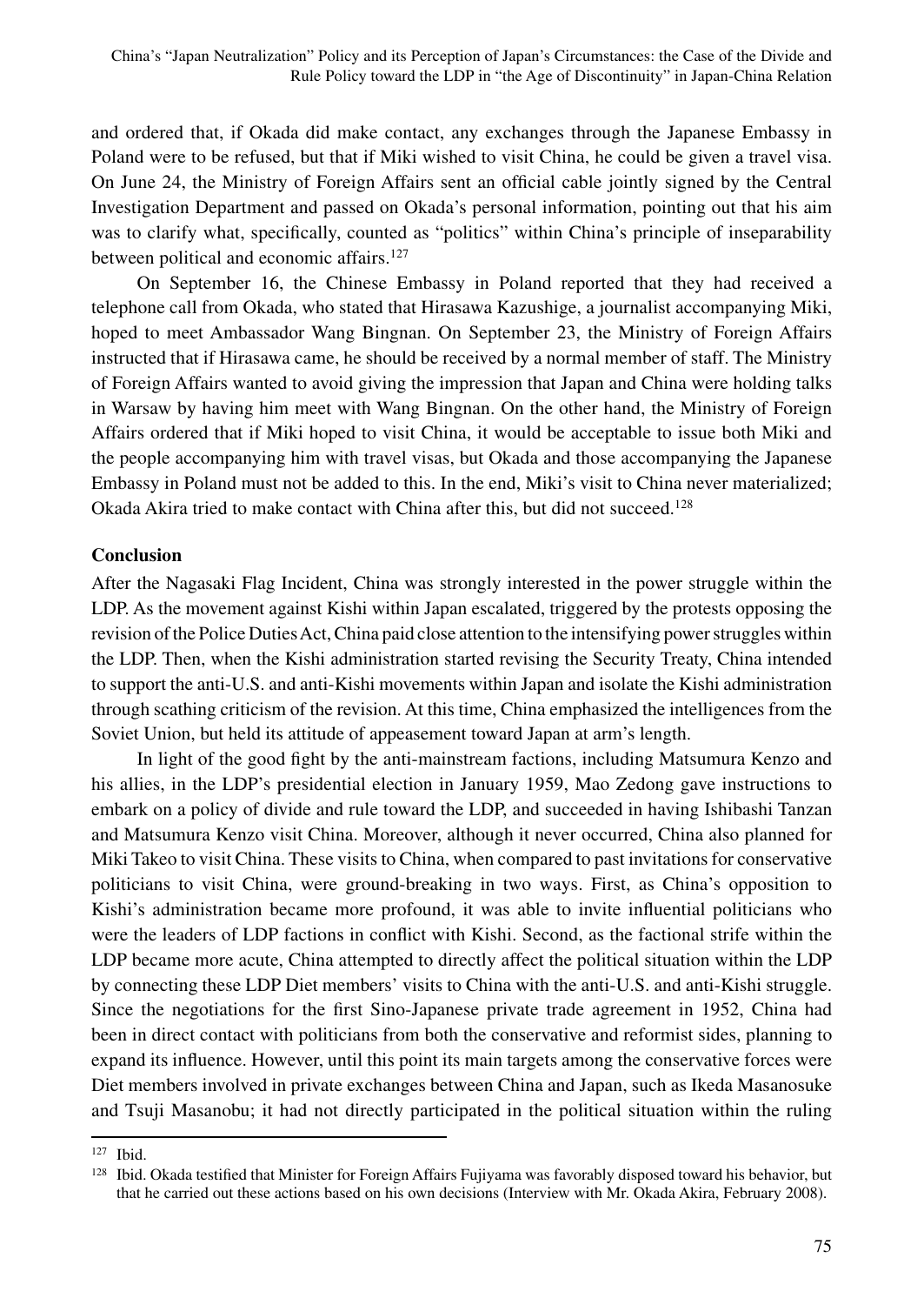and ordered that, if Okada did make contact, any exchanges through the Japanese Embassy in Poland were to be refused, but that if Miki wished to visit China, he could be given a travel visa. On June 24, the Ministry of Foreign Affairs sent an official cable jointly signed by the Central Investigation Department and passed on Okada's personal information, pointing out that his aim was to clarify what, specifically, counted as "politics" within China's principle of inseparability between political and economic affairs.[127]

On September 16, the Chinese Embassy in Poland reported that they had received a telephone call from Okada, who stated that Hirasawa Kazushige, a journalist accompanying Miki, hoped to meet Ambassador Wang Bingnan. On September 23, the Ministry of Foreign Affairs instructed that if Hirasawa came, he should be received by a normal member of staff. The Ministry of Foreign Affairs wanted to avoid giving the impression that Japan and China were holding talks in Warsaw by having him meet with Wang Bingnan. On the other hand, the Ministry of Foreign Affairs ordered that if Miki hoped to visit China, it would be acceptable to issue both Miki and the people accompanying him with travel visas, but Okada and those accompanying the Japanese Embassy in Poland must not be added to this. In the end, Miki's visit to China never materialized; Okada Akira tried to make contact with China after this, but did not succeed.[128]

## Conclusion

After the Nagasaki Flag Incident, China was strongly interested in the power struggle within the LDP. As the movement against Kishi within Japan escalated, triggered by the protests opposing the revision of the Police Duties Act, China paid close attention to the intensifying power struggles within the LDP. Then, when the Kishi administration started revising the Security Treaty, China intended to support the anti-U.S. and anti-Kishi movements within Japan and isolate the Kishi administration through scathing criticism of the revision. At this time, China emphasized the intelligences from the Soviet Union, but held its attitude of appeasement toward Japan at arm's length.

In light of the good fight by the anti-mainstream factions, including Matsumura Kenzo and his allies, in the LDP's presidential election in January 1959, Mao Zedong gave instructions to embark on a policy of divide and rule toward the LDP, and succeeded in having Ishibashi Tanzan and Matsumura Kenzo visit China. Moreover, although it never occurred, China also planned for Miki Takeo to visit China. These visits to China, when compared to past invitations for conservative politicians to visit China, were ground-breaking in two ways. First, as China's opposition to Kishi's administration became more profound, it was able to invite influential politicians who were the leaders of LDP factions in conflict with Kishi. Second, as the factional strife within the LDP became more acute, China attempted to directly affect the political situation within the LDP by connecting these LDP Diet members' visits to China with the anti-U.S. and anti-Kishi struggle. Since the negotiations for the first Sino-Japanese private trade agreement in 1952, China had been in direct contact with politicians from both the conservative and reformist sides, planning to expand its influence. However, until this point its main targets among the conservative forces were Diet members involved in private exchanges between China and Japan, such as Ikeda Masanosuke and Tsuji Masanobu; it had not directly participated in the political situation within the ruling

---

[127] Ibid.

[128] Ibid. Okada testified that Minister for Foreign Affairs Fujiyama was favorably disposed toward his behavior, but that he carried out these actions based on his own decisions (Interview with Mr. Okada Akira, February 2008).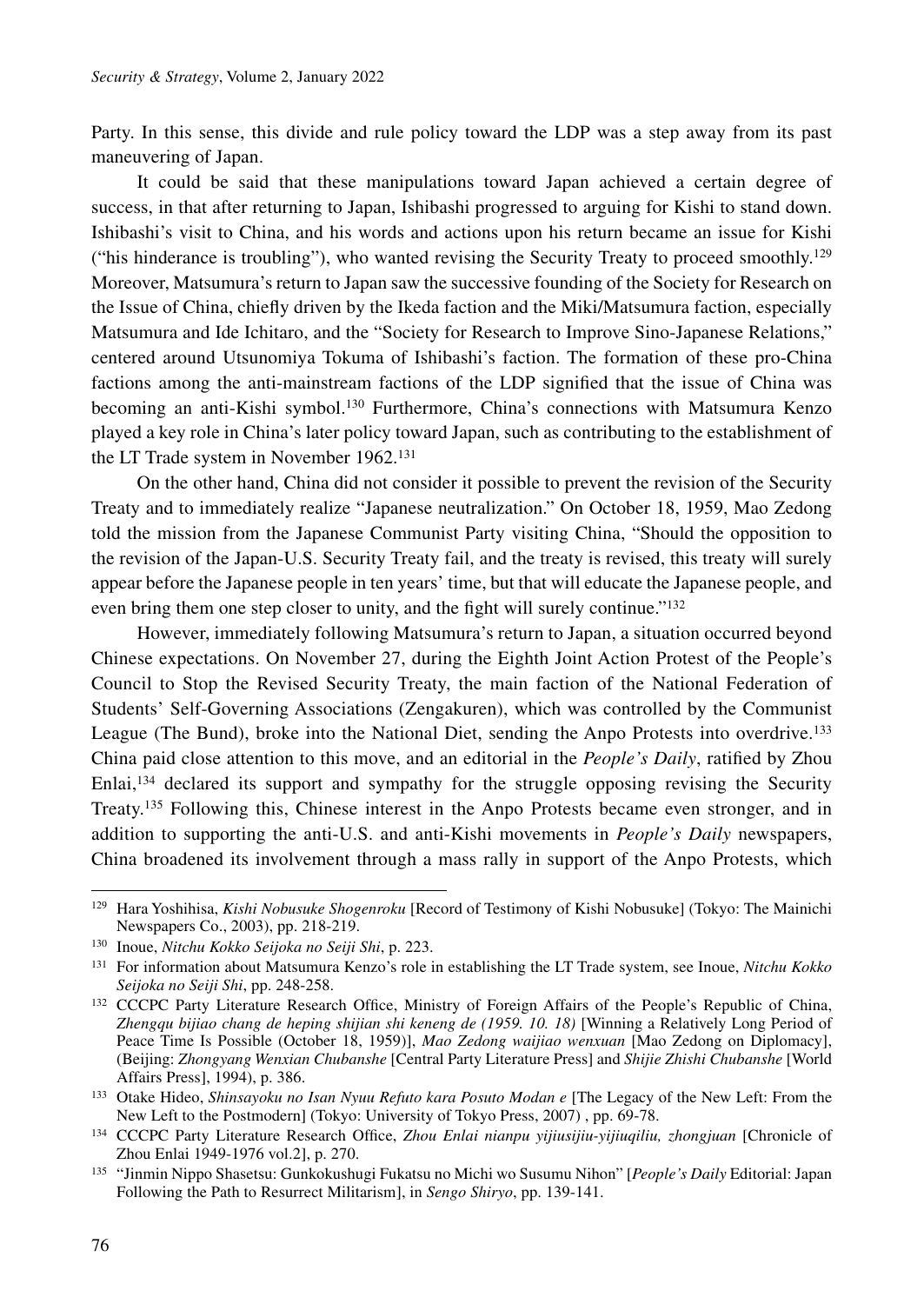Party. In this sense, this divide and rule policy toward the LDP was a step away from its past maneuvering of Japan.

It could be said that these manipulations toward Japan achieved a certain degree of success, in that after returning to Japan, Ishibashi progressed to arguing for Kishi to stand down. Ishibashi's visit to China, and his words and actions upon his return became an issue for Kishi ("his hinderance is troubling"), who wanted revising the Security Treaty to proceed smoothly.[129] Moreover, Matsumura's return to Japan saw the successive founding of the Society for Research on the Issue of China, chiefly driven by the Ikeda faction and the Miki/Matsumura faction, especially Matsumura and Ide Ichitaro, and the "Society for Research to Improve Sino-Japanese Relations," centered around Utsunomiya Tokuma of Ishibashi's faction. The formation of these pro-China factions among the anti-mainstream factions of the LDP signified that the issue of China was becoming an anti-Kishi symbol.[130] Furthermore, China's connections with Matsumura Kenzo played a key role in China's later policy toward Japan, such as contributing to the establishment of the LT Trade system in November 1962.[131]

On the other hand, China did not consider it possible to prevent the revision of the Security Treaty and to immediately realize "Japanese neutralization." On October 18, 1959, Mao Zedong told the mission from the Japanese Communist Party visiting China, "Should the opposition to the revision of the Japan-U.S. Security Treaty fail, and the treaty is revised, this treaty will surely appear before the Japanese people in ten years' time, but that will educate the Japanese people, and even bring them one step closer to unity, and the fight will surely continue."[132]

However, immediately following Matsumura's return to Japan, a situation occurred beyond Chinese expectations. On November 27, during the Eighth Joint Action Protest of the People's Council to Stop the Revised Security Treaty, the main faction of the National Federation of Students' Self-Governing Associations (Zengakuren), which was controlled by the Communist League (The Bund), broke into the National Diet, sending the Anpo Protests into overdrive.[133] China paid close attention to this move, and an editorial in the *People's Daily*, ratified by Zhou Enlai,[134] declared its support and sympathy for the struggle opposing revising the Security Treaty.[135] Following this, Chinese interest in the Anpo Protests became even stronger, and in addition to supporting the anti-U.S. and anti-Kishi movements in *People's Daily* newspapers, China broadened its involvement through a mass rally in support of the Anpo Protests, which

---

[129] Hara Yoshihisa, *Kishi Nobusuke Shogenroku* [Record of Testimony of Kishi Nobusuke] (Tokyo: The Mainichi Newspapers Co., 2003), pp. 218-219.

[130] Inoue, *Nitchu Kokko Seijoka no Seiji Shi*, p. 223.

[131] For information about Matsumura Kenzo's role in establishing the LT Trade system, see Inoue, *Nitchu Kokko Seijoka no Seiji Shi*, pp. 248-258.

[132] CCCPC Party Literature Research Office, Ministry of Foreign Affairs of the People's Republic of China, *Zhengqu bijiao chang de heping shijian shi keneng de (1959. 10. 18)* [Winning a Relatively Long Period of Peace Time Is Possible (October 18, 1959)], *Mao Zedong waijiao wenxuan* [Mao Zedong on Diplomacy], (Beijing: *Zhongyang Wenxian Chubanshe* [Central Party Literature Press] and *Shijie Zhishi Chubanshe* [World Affairs Press], 1994), p. 386.

[133] Otake Hideo, *Shinsayoku no Isan Nyuu Refuto kara Posuto Modan e* [The Legacy of the New Left: From the New Left to the Postmodern] (Tokyo: University of Tokyo Press, 2007) , pp. 69-78.

[134] CCCPC Party Literature Research Office, *Zhou Enlai nianpu yijiusijiu-yijiuqiliu, zhongjuan* [Chronicle of Zhou Enlai 1949-1976 vol.2], p. 270.

[135] "Jinmin Nippo Shasetsu: Gunkokushugi Fukatsu no Michi wo Susumu Nihon" [*People's Daily* Editorial: Japan Following the Path to Resurrect Militarism], in *Sengo Shiryo*, pp. 139-141.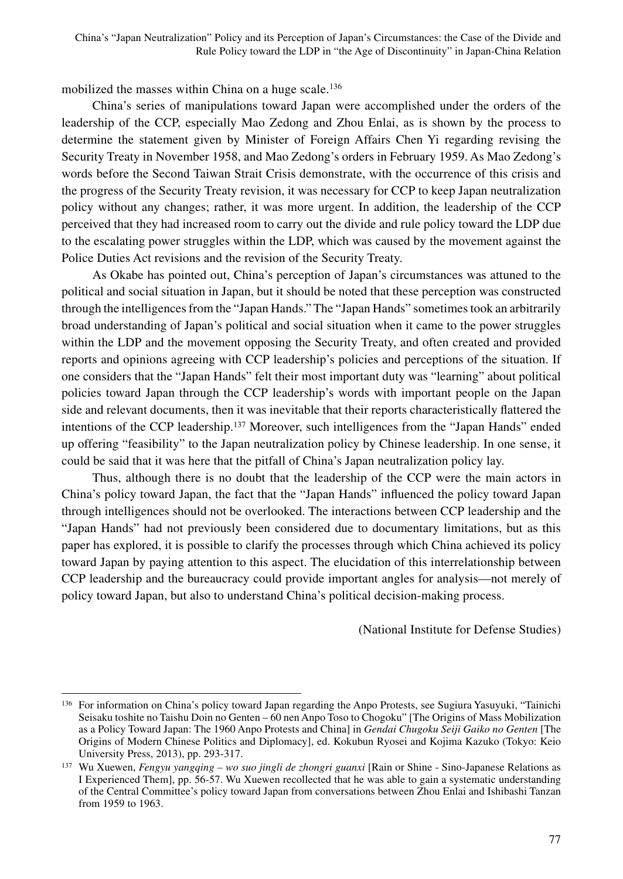mobilized the masses within China on a huge scale.[136]

China's series of manipulations toward Japan were accomplished under the orders of the leadership of the CCP, especially Mao Zedong and Zhou Enlai, as is shown by the process to determine the statement given by Minister of Foreign Affairs Chen Yi regarding revising the Security Treaty in November 1958, and Mao Zedong's orders in February 1959. As Mao Zedong's words before the Second Taiwan Strait Crisis demonstrate, with the occurrence of this crisis and the progress of the Security Treaty revision, it was necessary for CCP to keep Japan neutralization policy without any changes; rather, it was more urgent. In addition, the leadership of the CCP perceived that they had increased room to carry out the divide and rule policy toward the LDP due to the escalating power struggles within the LDP, which was caused by the movement against the Police Duties Act revisions and the revision of the Security Treaty.

As Okabe has pointed out, China's perception of Japan's circumstances was attuned to the political and social situation in Japan, but it should be noted that these perception was constructed through the intelligences from the "Japan Hands." The "Japan Hands" sometimes took an arbitrarily broad understanding of Japan's political and social situation when it came to the power struggles within the LDP and the movement opposing the Security Treaty, and often created and provided reports and opinions agreeing with CCP leadership's policies and perceptions of the situation. If one considers that the "Japan Hands" felt their most important duty was "learning" about political policies toward Japan through the CCP leadership's words with important people on the Japan side and relevant documents, then it was inevitable that their reports characteristically flattered the intentions of the CCP leadership.[137] Moreover, such intelligences from the "Japan Hands" ended up offering "feasibility" to the Japan neutralization policy by Chinese leadership. In one sense, it could be said that it was here that the pitfall of China's Japan neutralization policy lay.

Thus, although there is no doubt that the leadership of the CCP were the main actors in China's policy toward Japan, the fact that the "Japan Hands" influenced the policy toward Japan through intelligences should not be overlooked. The interactions between CCP leadership and the "Japan Hands" had not previously been considered due to documentary limitations, but as this paper has explored, it is possible to clarify the processes through which China achieved its policy toward Japan by paying attention to this aspect. The elucidation of this interrelationship between CCP leadership and the bureaucracy could provide important angles for analysis—not merely of policy toward Japan, but also to understand China's political decision-making process.

(National Institute for Defense Studies)

---

[136] For information on China's policy toward Japan regarding the Anpo Protests, see Sugiura Yasuyuki, "Tainichi Seisaku toshite no Taishu Doin no Genten – 60 nen Anpo Toso to Chogoku" [The Origins of Mass Mobilization as a Policy Toward Japan: The 1960 Anpo Protests and China] in *Gendai Chugoku Seiji Gaiko no Genten* [The Origins of Modern Chinese Politics and Diplomacy], ed. Kokubun Ryosei and Kojima Kazuko (Tokyo: Keio University Press, 2013), pp. 293-317.

[137] Wu Xuewen, *Fengyu yangqing – wo suo jingli de zhongri guanxi* [Rain or Shine - Sino-Japanese Relations as I Experienced Them], pp. 56-57. Wu Xuewen recollected that he was able to gain a systematic understanding of the Central Committee's policy toward Japan from conversations between Zhou Enlai and Ishibashi Tanzan from 1959 to 1963.